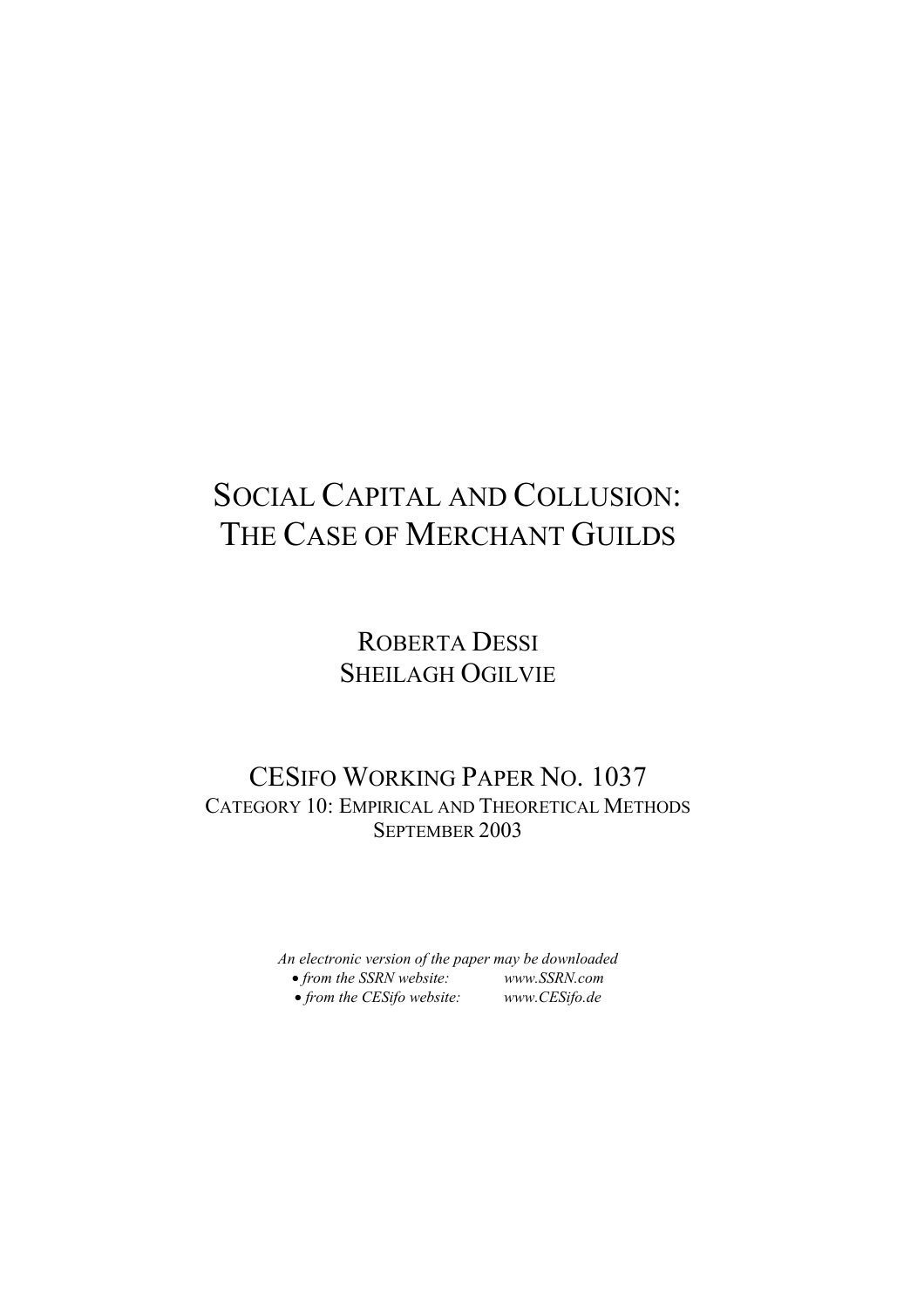# SOCIAL CAPITAL AND COLLUSION: THE CASE OF MERCHANT GUILDS

ROBERTA DESSI

SHEILAGH OGILVIE

CESIFO WORKING PAPER NO. 1037

CATEGORY 10: EMPIRICAL AND THEORETICAL METHODS

SEPTEMBER 2003

*An electronic version of the paper may be downloaded*

- *from the SSRN website:* *www.SSRN.com*
- *from the CESifo website:* *www.CESifo.de*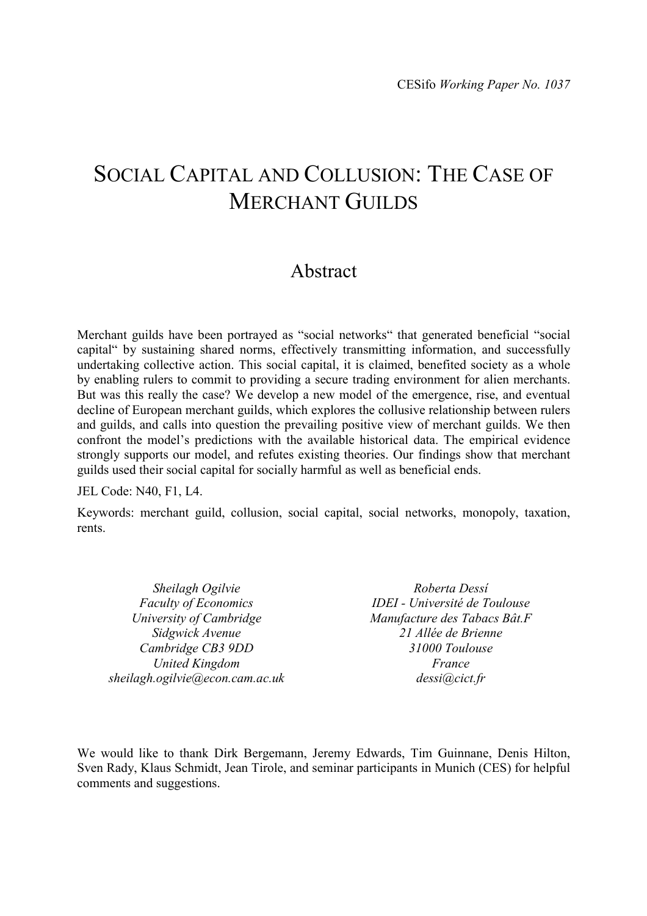CESifo *Working Paper No. 1037*

# SOCIAL CAPITAL AND COLLUSION: THE CASE OF MERCHANT GUILDS

## Abstract

Merchant guilds have been portrayed as "social networks" that generated beneficial "social capital" by sustaining shared norms, effectively transmitting information, and successfully undertaking collective action. This social capital, it is claimed, benefited society as a whole by enabling rulers to commit to providing a secure trading environment for alien merchants. But was this really the case? We develop a new model of the emergence, rise, and eventual decline of European merchant guilds, which explores the collusive relationship between rulers and guilds, and calls into question the prevailing positive view of merchant guilds. We then confront the model's predictions with the available historical data. The empirical evidence strongly supports our model, and refutes existing theories. Our findings show that merchant guilds used their social capital for socially harmful as well as beneficial ends.

JEL Code: N40, F1, L4.

Keywords: merchant guild, collusion, social capital, social networks, monopoly, taxation, rents.

*Sheilagh Ogilvie*
*Faculty of Economics*
*University of Cambridge*
*Sidgwick Avenue*
*Cambridge CB3 9DD*
*United Kingdom*
*sheilagh.ogilvie@econ.cam.ac.uk*

*Roberta Dessí*
*IDEI - Université de Toulouse*
*Manufacture des Tabacs Bât.F*
*21 Allée de Brienne*
*31000 Toulouse*
*France*
*dessi@cict.fr*

We would like to thank Dirk Bergemann, Jeremy Edwards, Tim Guinnane, Denis Hilton, Sven Rady, Klaus Schmidt, Jean Tirole, and seminar participants in Munich (CES) for helpful comments and suggestions.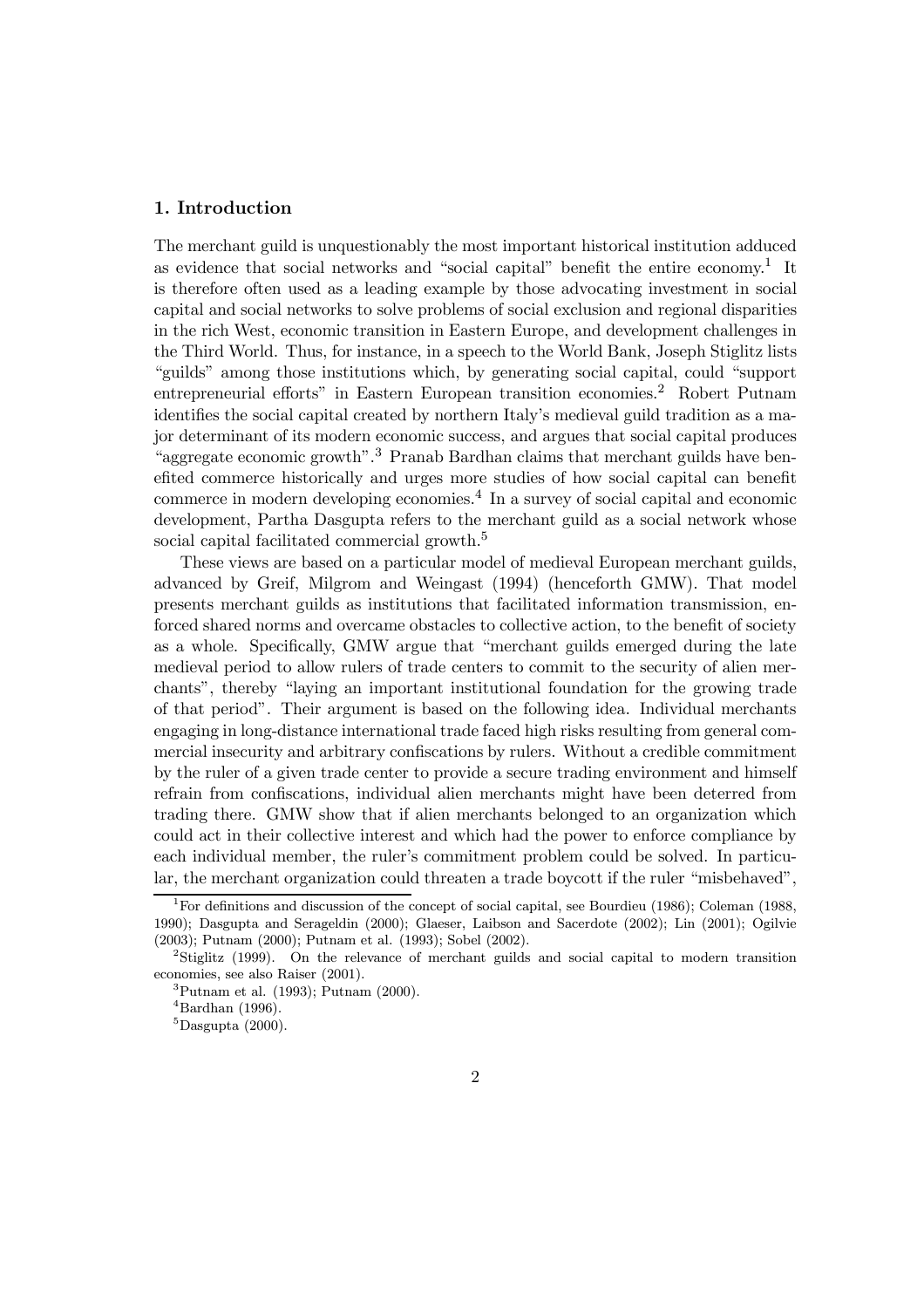## 1. Introduction

The merchant guild is unquestionably the most important historical institution adduced as evidence that social networks and "social capital" benefit the entire economy.[1] It is therefore often used as a leading example by those advocating investment in social capital and social networks to solve problems of social exclusion and regional disparities in the rich West, economic transition in Eastern Europe, and development challenges in the Third World. Thus, for instance, in a speech to the World Bank, Joseph Stiglitz lists "guilds" among those institutions which, by generating social capital, could "support entrepreneurial efforts" in Eastern European transition economies.[2] Robert Putnam identifies the social capital created by northern Italy's medieval guild tradition as a major determinant of its modern economic success, and argues that social capital produces "aggregate economic growth".[3] Pranab Bardhan claims that merchant guilds have benefited commerce historically and urges more studies of how social capital can benefit commerce in modern developing economies.[4] In a survey of social capital and economic development, Partha Dasgupta refers to the merchant guild as a social network whose social capital facilitated commercial growth.[5]

These views are based on a particular model of medieval European merchant guilds, advanced by Greif, Milgrom and Weingast (1994) (henceforth GMW). That model presents merchant guilds as institutions that facilitated information transmission, enforced shared norms and overcame obstacles to collective action, to the benefit of society as a whole. Specifically, GMW argue that "merchant guilds emerged during the late medieval period to allow rulers of trade centers to commit to the security of alien merchants", thereby "laying an important institutional foundation for the growing trade of that period". Their argument is based on the following idea. Individual merchants engaging in long-distance international trade faced high risks resulting from general commercial insecurity and arbitrary confiscations by rulers. Without a credible commitment by the ruler of a given trade center to provide a secure trading environment and himself refrain from confiscations, individual alien merchants might have been deterred from trading there. GMW show that if alien merchants belonged to an organization which could act in their collective interest and which had the power to enforce compliance by each individual member, the ruler's commitment problem could be solved. In particular, the merchant organization could threaten a trade boycott if the ruler "misbehaved",

[1] For definitions and discussion of the concept of social capital, see Bourdieu (1986); Coleman (1988, 1990); Dasgupta and Serageldin (2000); Glaeser, Laibson and Sacerdote (2002); Lin (2001); Ogilvie (2003); Putnam (2000); Putnam et al. (1993); Sobel (2002).

[2] Stiglitz (1999). On the relevance of merchant guilds and social capital to modern transition economies, see also Raiser (2001).

[3] Putnam et al. (1993); Putnam (2000).

[4] Bardhan (1996).

[5] Dasgupta (2000).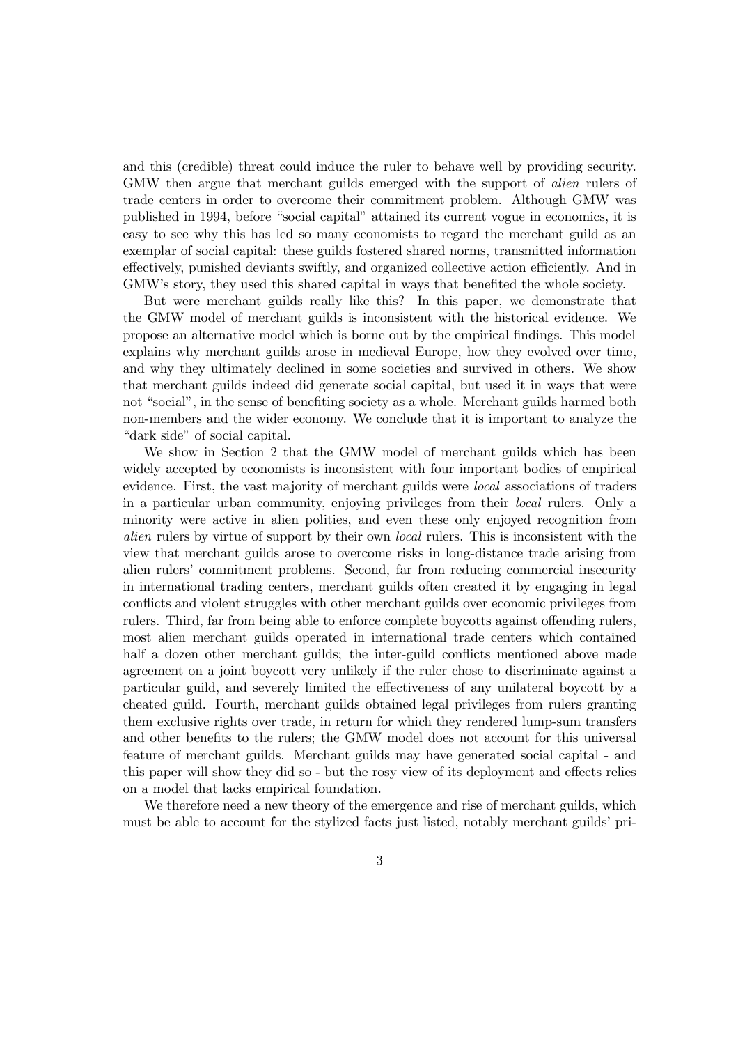and this (credible) threat could induce the ruler to behave well by providing security. GMW then argue that merchant guilds emerged with the support of *alien* rulers of trade centers in order to overcome their commitment problem. Although GMW was published in 1994, before "social capital" attained its current vogue in economics, it is easy to see why this has led so many economists to regard the merchant guild as an exemplar of social capital: these guilds fostered shared norms, transmitted information effectively, punished deviants swiftly, and organized collective action efficiently. And in GMW's story, they used this shared capital in ways that benefited the whole society.

But were merchant guilds really like this? In this paper, we demonstrate that the GMW model of merchant guilds is inconsistent with the historical evidence. We propose an alternative model which is borne out by the empirical findings. This model explains why merchant guilds arose in medieval Europe, how they evolved over time, and why they ultimately declined in some societies and survived in others. We show that merchant guilds indeed did generate social capital, but used it in ways that were not "social", in the sense of benefiting society as a whole. Merchant guilds harmed both non-members and the wider economy. We conclude that it is important to analyze the "dark side" of social capital.

We show in Section 2 that the GMW model of merchant guilds which has been widely accepted by economists is inconsistent with four important bodies of empirical evidence. First, the vast majority of merchant guilds were *local* associations of traders in a particular urban community, enjoying privileges from their *local* rulers. Only a minority were active in alien polities, and even these only enjoyed recognition from *alien* rulers by virtue of support by their own *local* rulers. This is inconsistent with the view that merchant guilds arose to overcome risks in long-distance trade arising from alien rulers' commitment problems. Second, far from reducing commercial insecurity in international trading centers, merchant guilds often created it by engaging in legal conflicts and violent struggles with other merchant guilds over economic privileges from rulers. Third, far from being able to enforce complete boycotts against offending rulers, most alien merchant guilds operated in international trade centers which contained half a dozen other merchant guilds; the inter-guild conflicts mentioned above made agreement on a joint boycott very unlikely if the ruler chose to discriminate against a particular guild, and severely limited the effectiveness of any unilateral boycott by a cheated guild. Fourth, merchant guilds obtained legal privileges from rulers granting them exclusive rights over trade, in return for which they rendered lump-sum transfers and other benefits to the rulers; the GMW model does not account for this universal feature of merchant guilds. Merchant guilds may have generated social capital - and this paper will show they did so - but the rosy view of its deployment and effects relies on a model that lacks empirical foundation.

We therefore need a new theory of the emergence and rise of merchant guilds, which must be able to account for the stylized facts just listed, notably merchant guilds' pri-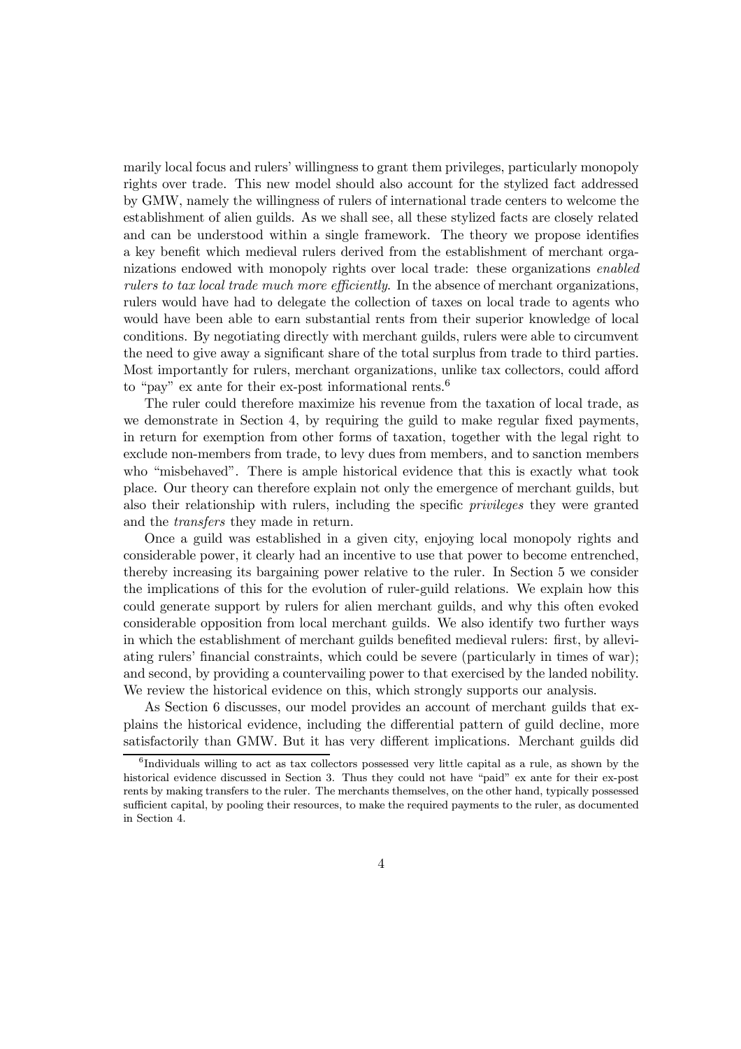marily local focus and rulers' willingness to grant them privileges, particularly monopoly rights over trade. This new model should also account for the stylized fact addressed by GMW, namely the willingness of rulers of international trade centers to welcome the establishment of alien guilds. As we shall see, all these stylized facts are closely related and can be understood within a single framework. The theory we propose identifies a key benefit which medieval rulers derived from the establishment of merchant organizations endowed with monopoly rights over local trade: these organizations *enabled rulers to tax local trade much more efficiently*. In the absence of merchant organizations, rulers would have had to delegate the collection of taxes on local trade to agents who would have been able to earn substantial rents from their superior knowledge of local conditions. By negotiating directly with merchant guilds, rulers were able to circumvent the need to give away a significant share of the total surplus from trade to third parties. Most importantly for rulers, merchant organizations, unlike tax collectors, could afford to "pay" ex ante for their ex-post informational rents.[6]

The ruler could therefore maximize his revenue from the taxation of local trade, as we demonstrate in Section 4, by requiring the guild to make regular fixed payments, in return for exemption from other forms of taxation, together with the legal right to exclude non-members from trade, to levy dues from members, and to sanction members who "misbehaved". There is ample historical evidence that this is exactly what took place. Our theory can therefore explain not only the emergence of merchant guilds, but also their relationship with rulers, including the specific *privileges* they were granted and the *transfers* they made in return.

Once a guild was established in a given city, enjoying local monopoly rights and considerable power, it clearly had an incentive to use that power to become entrenched, thereby increasing its bargaining power relative to the ruler. In Section 5 we consider the implications of this for the evolution of ruler-guild relations. We explain how this could generate support by rulers for alien merchant guilds, and why this often evoked considerable opposition from local merchant guilds. We also identify two further ways in which the establishment of merchant guilds benefited medieval rulers: first, by alleviating rulers' financial constraints, which could be severe (particularly in times of war); and second, by providing a countervailing power to that exercised by the landed nobility. We review the historical evidence on this, which strongly supports our analysis.

As Section 6 discusses, our model provides an account of merchant guilds that explains the historical evidence, including the differential pattern of guild decline, more satisfactorily than GMW. But it has very different implications. Merchant guilds did

[6] Individuals willing to act as tax collectors possessed very little capital as a rule, as shown by the historical evidence discussed in Section 3. Thus they could not have "paid" ex ante for their ex-post rents by making transfers to the ruler. The merchants themselves, on the other hand, typically possessed sufficient capital, by pooling their resources, to make the required payments to the ruler, as documented in Section 4.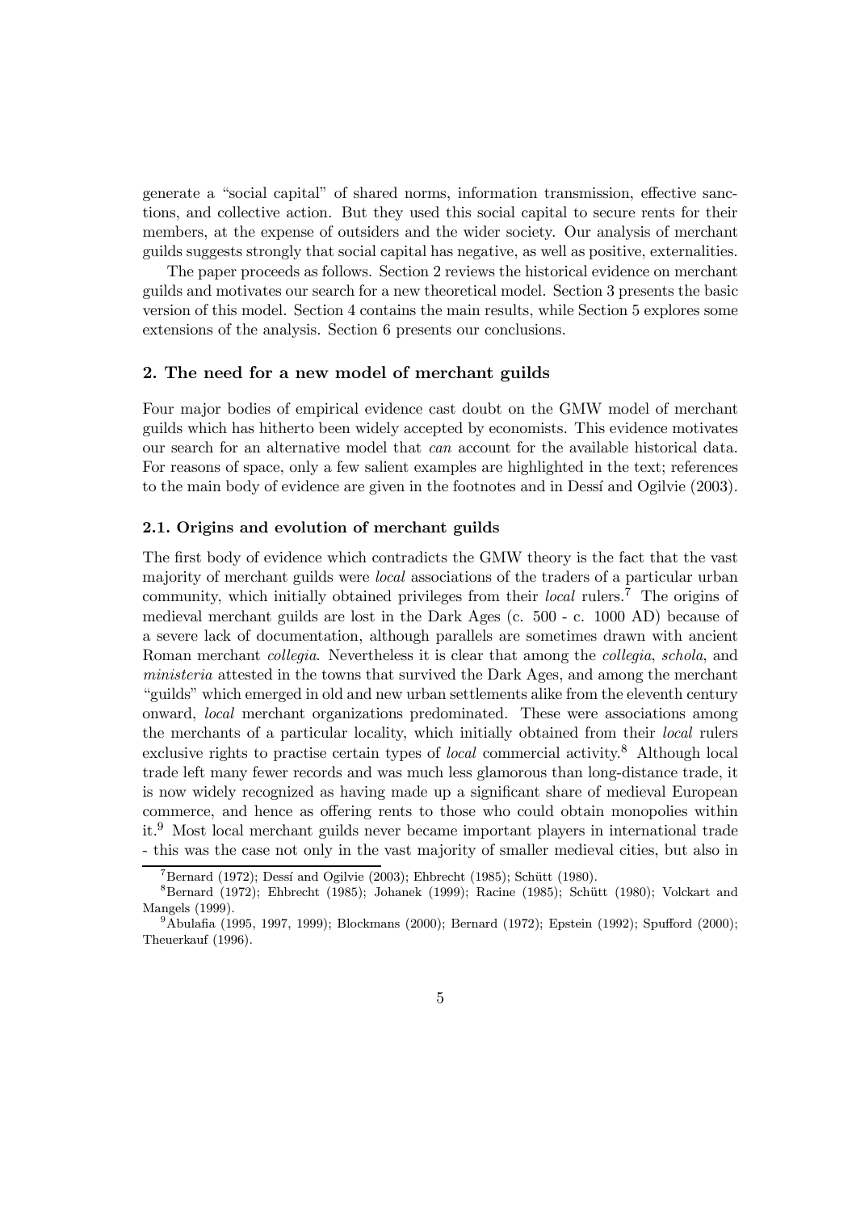generate a "social capital" of shared norms, information transmission, effective sanctions, and collective action. But they used this social capital to secure rents for their members, at the expense of outsiders and the wider society. Our analysis of merchant guilds suggests strongly that social capital has negative, as well as positive, externalities.

The paper proceeds as follows. Section 2 reviews the historical evidence on merchant guilds and motivates our search for a new theoretical model. Section 3 presents the basic version of this model. Section 4 contains the main results, while Section 5 explores some extensions of the analysis. Section 6 presents our conclusions.

## 2. The need for a new model of merchant guilds

Four major bodies of empirical evidence cast doubt on the GMW model of merchant guilds which has hitherto been widely accepted by economists. This evidence motivates our search for an alternative model that *can* account for the available historical data. For reasons of space, only a few salient examples are highlighted in the text; references to the main body of evidence are given in the footnotes and in Dessí and Ogilvie (2003).

### 2.1. Origins and evolution of merchant guilds

The first body of evidence which contradicts the GMW theory is the fact that the vast majority of merchant guilds were *local* associations of the traders of a particular urban community, which initially obtained privileges from their *local* rulers.[7] The origins of medieval merchant guilds are lost in the Dark Ages (c. 500 - c. 1000 AD) because of a severe lack of documentation, although parallels are sometimes drawn with ancient Roman merchant *collegia*. Nevertheless it is clear that among the *collegia*, *schola*, and *ministeria* attested in the towns that survived the Dark Ages, and among the merchant "guilds" which emerged in old and new urban settlements alike from the eleventh century onward, *local* merchant organizations predominated. These were associations among the merchants of a particular locality, which initially obtained from their *local* rulers exclusive rights to practise certain types of *local* commercial activity.[8] Although local trade left many fewer records and was much less glamorous than long-distance trade, it is now widely recognized as having made up a significant share of medieval European commerce, and hence as offering rents to those who could obtain monopolies within it.[9] Most local merchant guilds never became important players in international trade - this was the case not only in the vast majority of smaller medieval cities, but also in

[7] Bernard (1972); Dessí and Ogilvie (2003); Ehbrecht (1985); Schütt (1980).

[8] Bernard (1972); Ehbrecht (1985); Johanek (1999); Racine (1985); Schütt (1980); Volckart and Mangels (1999).

[9] Abulafia (1995, 1997, 1999); Blockmans (2000); Bernard (1972); Epstein (1992); Spufford (2000); Theuerkauf (1996).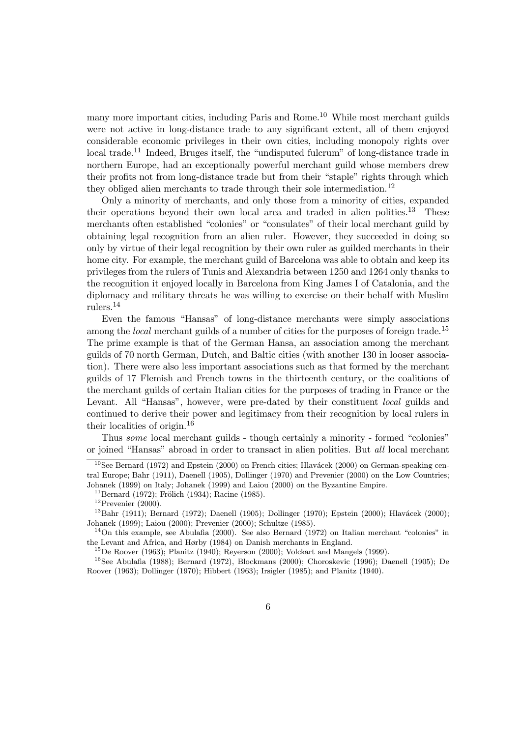many more important cities, including Paris and Rome.[10] While most merchant guilds were not active in long-distance trade to any significant extent, all of them enjoyed considerable economic privileges in their own cities, including monopoly rights over local trade.[11] Indeed, Bruges itself, the "undisputed fulcrum" of long-distance trade in northern Europe, had an exceptionally powerful merchant guild whose members drew their profits not from long-distance trade but from their "staple" rights through which they obliged alien merchants to trade through their sole intermediation.[12]

Only a minority of merchants, and only those from a minority of cities, expanded their operations beyond their own local area and traded in alien polities.[13] These merchants often established "colonies" or "consulates" of their local merchant guild by obtaining legal recognition from an alien ruler. However, they succeeded in doing so only by virtue of their legal recognition by their own ruler as guilded merchants in their home city. For example, the merchant guild of Barcelona was able to obtain and keep its privileges from the rulers of Tunis and Alexandria between 1250 and 1264 only thanks to the recognition it enjoyed locally in Barcelona from King James I of Catalonia, and the diplomacy and military threats he was willing to exercise on their behalf with Muslim rulers.[14]

Even the famous "Hansas" of long-distance merchants were simply associations among the *local* merchant guilds of a number of cities for the purposes of foreign trade.[15] The prime example is that of the German Hansa, an association among the merchant guilds of 70 north German, Dutch, and Baltic cities (with another 130 in looser association). There were also less important associations such as that formed by the merchant guilds of 17 Flemish and French towns in the thirteenth century, or the coalitions of the merchant guilds of certain Italian cities for the purposes of trading in France or the Levant. All "Hansas", however, were pre-dated by their constituent *local* guilds and continued to derive their power and legitimacy from their recognition by local rulers in their localities of origin.[16]

Thus *some* local merchant guilds - though certainly a minority - formed "colonies" or joined "Hansas" abroad in order to transact in alien polities. But *all* local merchant

[10] See Bernard (1972) and Epstein (2000) on French cities; Hlavácek (2000) on German-speaking central Europe; Bahr (1911), Daenell (1905), Dollinger (1970) and Prevenier (2000) on the Low Countries; Johanek (1999) on Italy; Johanek (1999) and Laiou (2000) on the Byzantine Empire.

[11] Bernard (1972); Frölich (1934); Racine (1985).

[12] Prevenier (2000).

[13] Bahr (1911); Bernard (1972); Daenell (1905); Dollinger (1970); Epstein (2000); Hlavácek (2000); Johanek (1999); Laiou (2000); Prevenier (2000); Schultze (1985).

[14] On this example, see Abulafia (2000). See also Bernard (1972) on Italian merchant "colonies" in the Levant and Africa, and Hørby (1984) on Danish merchants in England.

[15] De Roover (1963); Planitz (1940); Reyerson (2000); Volckart and Mangels (1999).

[16] See Abulafia (1988); Bernard (1972), Blockmans (2000); Choroskevic (1996); Daenell (1905); De Roover (1963); Dollinger (1970); Hibbert (1963); Irsigler (1985); and Planitz (1940).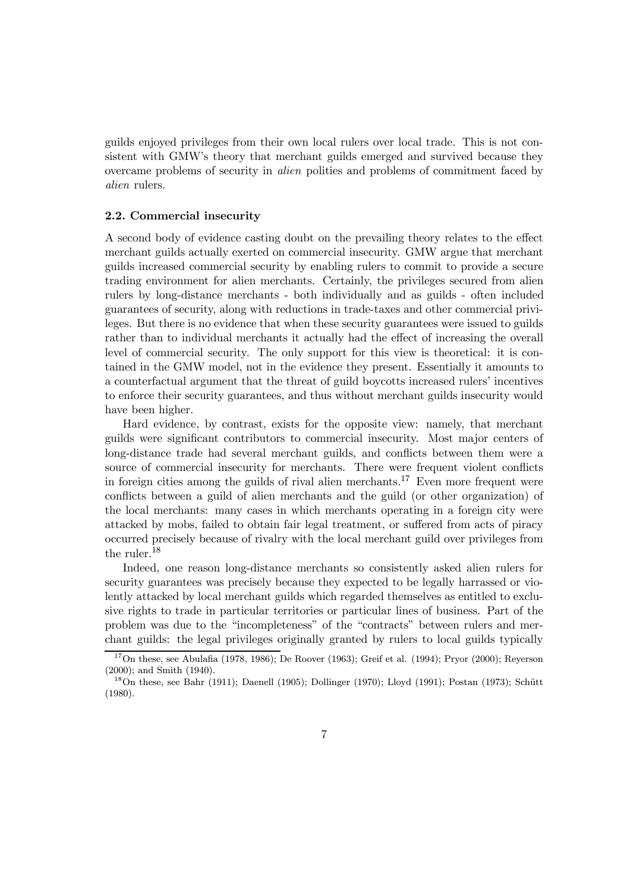guilds enjoyed privileges from their own local rulers over local trade. This is not consistent with GMW's theory that merchant guilds emerged and survived because they overcame problems of security in *alien* polities and problems of commitment faced by *alien* rulers.

### 2.2. Commercial insecurity

A second body of evidence casting doubt on the prevailing theory relates to the effect merchant guilds actually exerted on commercial insecurity. GMW argue that merchant guilds increased commercial security by enabling rulers to commit to provide a secure trading environment for alien merchants. Certainly, the privileges secured from alien rulers by long-distance merchants - both individually and as guilds - often included guarantees of security, along with reductions in trade-taxes and other commercial privileges. But there is no evidence that when these security guarantees were issued to guilds rather than to individual merchants it actually had the effect of increasing the overall level of commercial security. The only support for this view is theoretical: it is contained in the GMW model, not in the evidence they present. Essentially it amounts to a counterfactual argument that the threat of guild boycotts increased rulers' incentives to enforce their security guarantees, and thus without merchant guilds insecurity would have been higher.

Hard evidence, by contrast, exists for the opposite view: namely, that merchant guilds were significant contributors to commercial insecurity. Most major centers of long-distance trade had several merchant guilds, and conflicts between them were a source of commercial insecurity for merchants. There were frequent violent conflicts in foreign cities among the guilds of rival alien merchants.[17] Even more frequent were conflicts between a guild of alien merchants and the guild (or other organization) of the local merchants: many cases in which merchants operating in a foreign city were attacked by mobs, failed to obtain fair legal treatment, or suffered from acts of piracy occurred precisely because of rivalry with the local merchant guild over privileges from the ruler.[18]

Indeed, one reason long-distance merchants so consistently asked alien rulers for security guarantees was precisely because they expected to be legally harrassed or violently attacked by local merchant guilds which regarded themselves as entitled to exclusive rights to trade in particular territories or particular lines of business. Part of the problem was due to the "incompleteness" of the "contracts" between rulers and merchant guilds: the legal privileges originally granted by rulers to local guilds typically

[17] On these, see Abulafia (1978, 1986); De Roover (1963); Greif et al. (1994); Pryor (2000); Reyerson (2000); and Smith (1940).

[18] On these, see Bahr (1911); Daenell (1905); Dollinger (1970); Lloyd (1991); Postan (1973); Schütt (1980).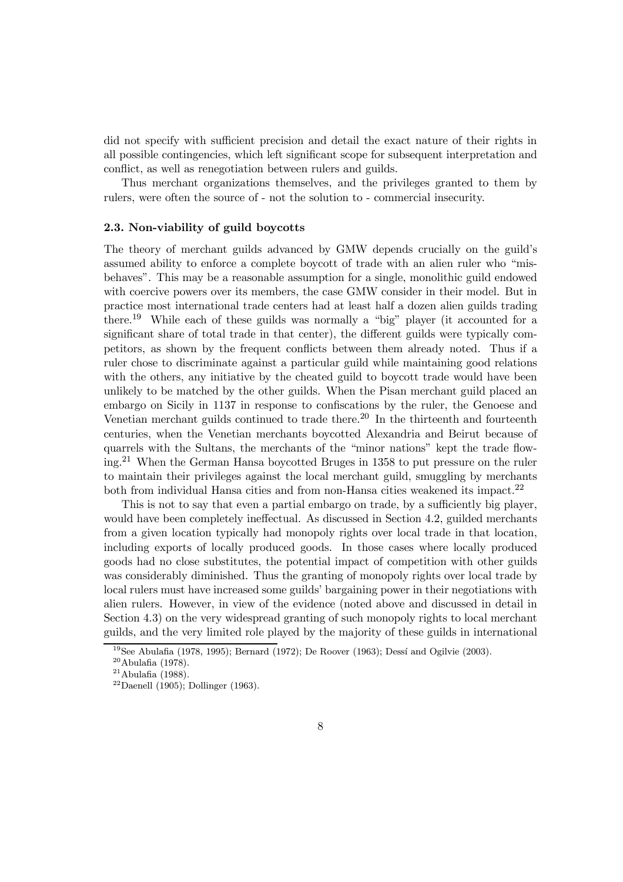did not specify with sufficient precision and detail the exact nature of their rights in all possible contingencies, which left significant scope for subsequent interpretation and conflict, as well as renegotiation between rulers and guilds.

Thus merchant organizations themselves, and the privileges granted to them by rulers, were often the source of - not the solution to - commercial insecurity.

### 2.3. Non-viability of guild boycotts

The theory of merchant guilds advanced by GMW depends crucially on the guild's assumed ability to enforce a complete boycott of trade with an alien ruler who "misbehaves". This may be a reasonable assumption for a single, monolithic guild endowed with coercive powers over its members, the case GMW consider in their model. But in practice most international trade centers had at least half a dozen alien guilds trading there.[19] While each of these guilds was normally a "big" player (it accounted for a significant share of total trade in that center), the different guilds were typically competitors, as shown by the frequent conflicts between them already noted. Thus if a ruler chose to discriminate against a particular guild while maintaining good relations with the others, any initiative by the cheated guild to boycott trade would have been unlikely to be matched by the other guilds. When the Pisan merchant guild placed an embargo on Sicily in 1137 in response to confiscations by the ruler, the Genoese and Venetian merchant guilds continued to trade there.[20] In the thirteenth and fourteenth centuries, when the Venetian merchants boycotted Alexandria and Beirut because of quarrels with the Sultans, the merchants of the "minor nations" kept the trade flowing.[21] When the German Hansa boycotted Bruges in 1358 to put pressure on the ruler to maintain their privileges against the local merchant guild, smuggling by merchants both from individual Hansa cities and from non-Hansa cities weakened its impact.[22]

This is not to say that even a partial embargo on trade, by a sufficiently big player, would have been completely ineffectual. As discussed in Section 4.2, guilded merchants from a given location typically had monopoly rights over local trade in that location, including exports of locally produced goods. In those cases where locally produced goods had no close substitutes, the potential impact of competition with other guilds was considerably diminished. Thus the granting of monopoly rights over local trade by local rulers must have increased some guilds' bargaining power in their negotiations with alien rulers. However, in view of the evidence (noted above and discussed in detail in Section 4.3) on the very widespread granting of such monopoly rights to local merchant guilds, and the very limited role played by the majority of these guilds in international

[19] See Abulafia (1978, 1995); Bernard (1972); De Roover (1963); Dessí and Ogilvie (2003).

[20] Abulafia (1978).

[21] Abulafia (1988).

[22] Daenell (1905); Dollinger (1963).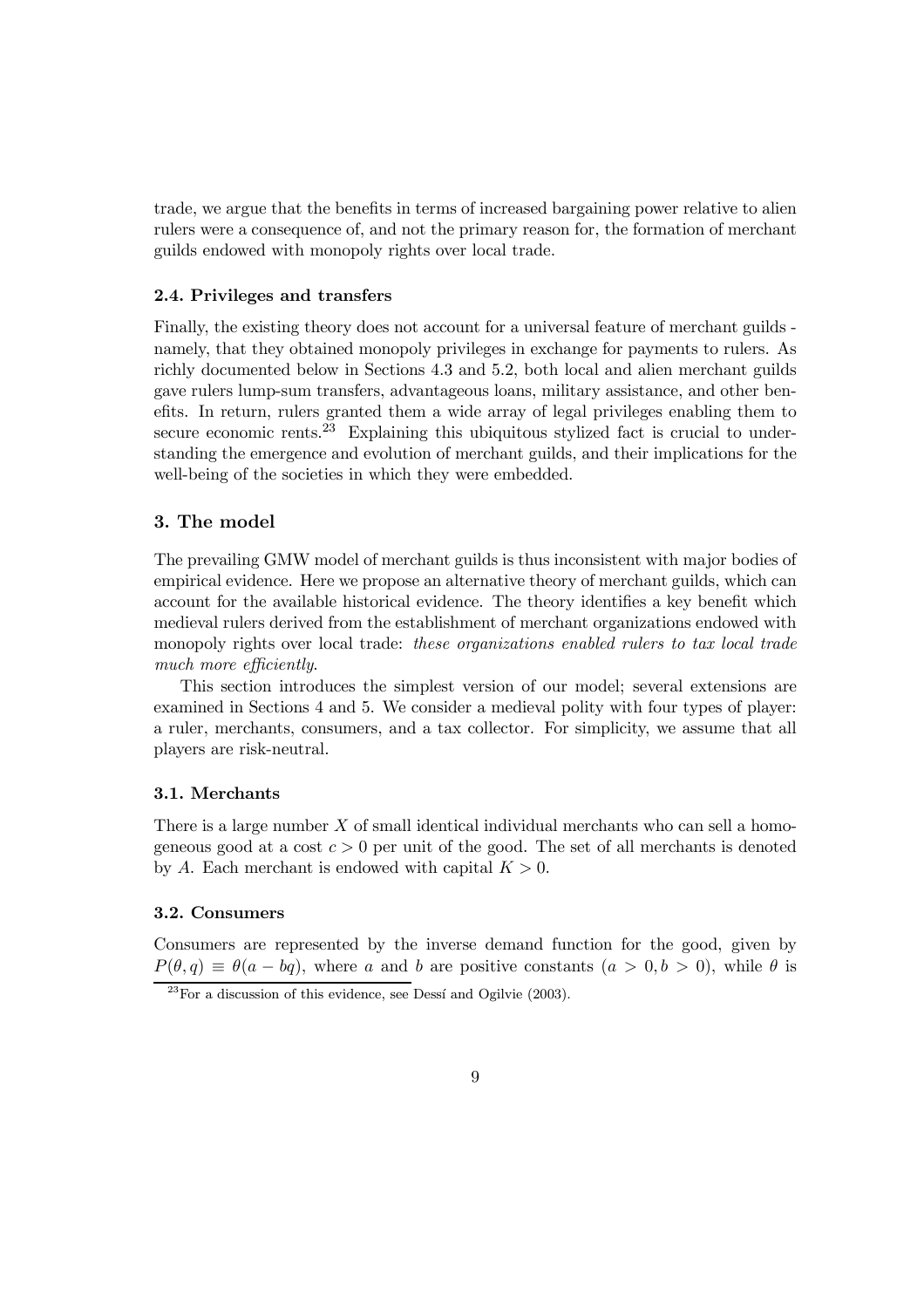trade, we argue that the benefits in terms of increased bargaining power relative to alien rulers were a consequence of, and not the primary reason for, the formation of merchant guilds endowed with monopoly rights over local trade.

### 2.4. Privileges and transfers

Finally, the existing theory does not account for a universal feature of merchant guilds - namely, that they obtained monopoly privileges in exchange for payments to rulers. As richly documented below in Sections 4.3 and 5.2, both local and alien merchant guilds gave rulers lump-sum transfers, advantageous loans, military assistance, and other benefits. In return, rulers granted them a wide array of legal privileges enabling them to secure economic rents.[23] Explaining this ubiquitous stylized fact is crucial to understanding the emergence and evolution of merchant guilds, and their implications for the well-being of the societies in which they were embedded.

## 3. The model

The prevailing GMW model of merchant guilds is thus inconsistent with major bodies of empirical evidence. Here we propose an alternative theory of merchant guilds, which can account for the available historical evidence. The theory identifies a key benefit which medieval rulers derived from the establishment of merchant organizations endowed with monopoly rights over local trade: *these organizations enabled rulers to tax local trade much more efficiently*.

This section introduces the simplest version of our model; several extensions are examined in Sections 4 and 5. We consider a medieval polity with four types of player: a ruler, merchants, consumers, and a tax collector. For simplicity, we assume that all players are risk-neutral.

### 3.1. Merchants

There is a large number $X$ of small identical individual merchants who can sell a homogeneous good at a cost $c > 0$ per unit of the good. The set of all merchants is denoted by $A$. Each merchant is endowed with capital $K > 0$.

### 3.2. Consumers

Consumers are represented by the inverse demand function for the good, given by $P(\theta, q) \equiv \theta(a - bq)$, where $a$ and $b$ are positive constants ($a > 0, b > 0$), while $\theta$ is

[23] For a discussion of this evidence, see Dessí and Ogilvie (2003).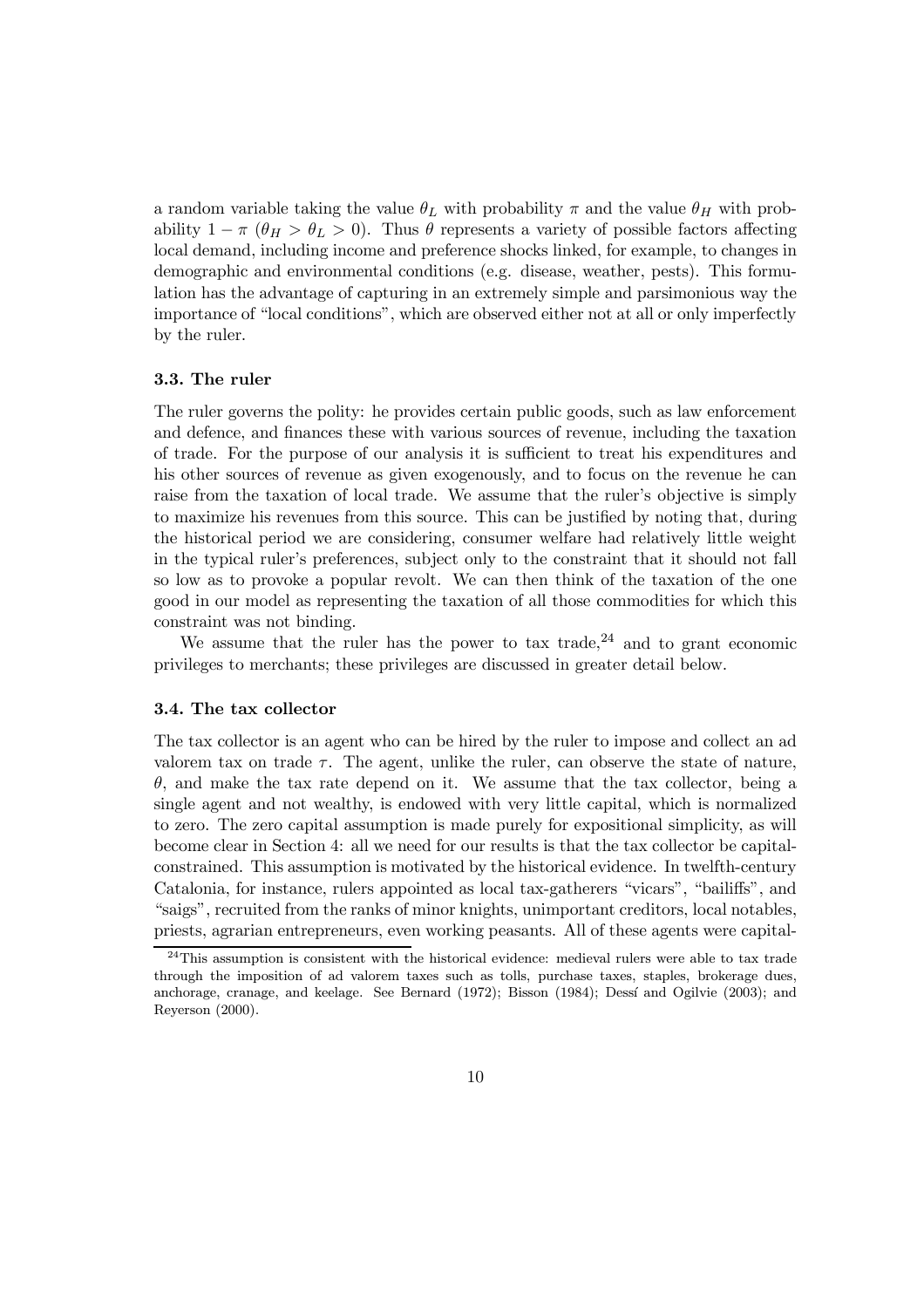a random variable taking the value $\theta_L$ with probability $\pi$ and the value $\theta_H$ with probability $1 - \pi$ ($\theta_H > \theta_L > 0$). Thus $\theta$ represents a variety of possible factors affecting local demand, including income and preference shocks linked, for example, to changes in demographic and environmental conditions (e.g. disease, weather, pests). This formulation has the advantage of capturing in an extremely simple and parsimonious way the importance of "local conditions", which are observed either not at all or only imperfectly by the ruler.

### 3.3. The ruler

The ruler governs the polity: he provides certain public goods, such as law enforcement and defence, and finances these with various sources of revenue, including the taxation of trade. For the purpose of our analysis it is sufficient to treat his expenditures and his other sources of revenue as given exogenously, and to focus on the revenue he can raise from the taxation of local trade. We assume that the ruler's objective is simply to maximize his revenues from this source. This can be justified by noting that, during the historical period we are considering, consumer welfare had relatively little weight in the typical ruler's preferences, subject only to the constraint that it should not fall so low as to provoke a popular revolt. We can then think of the taxation of the one good in our model as representing the taxation of all those commodities for which this constraint was not binding.

We assume that the ruler has the power to tax trade,[24] and to grant economic privileges to merchants; these privileges are discussed in greater detail below.

### 3.4. The tax collector

The tax collector is an agent who can be hired by the ruler to impose and collect an ad valorem tax on trade $\tau$. The agent, unlike the ruler, can observe the state of nature, $\theta$, and make the tax rate depend on it. We assume that the tax collector, being a single agent and not wealthy, is endowed with very little capital, which is normalized to zero. The zero capital assumption is made purely for expositional simplicity, as will become clear in Section 4: all we need for our results is that the tax collector be capital-constrained. This assumption is motivated by the historical evidence. In twelfth-century Catalonia, for instance, rulers appointed as local tax-gatherers "vicars", "bailiffs", and "saigs", recruited from the ranks of minor knights, unimportant creditors, local notables, priests, agrarian entrepreneurs, even working peasants. All of these agents were capital-

[24] This assumption is consistent with the historical evidence: medieval rulers were able to tax trade through the imposition of ad valorem taxes such as tolls, purchase taxes, staples, brokerage dues, anchorage, cranage, and keelage. See Bernard (1972); Bisson (1984); Dessí and Ogilvie (2003); and Reyerson (2000).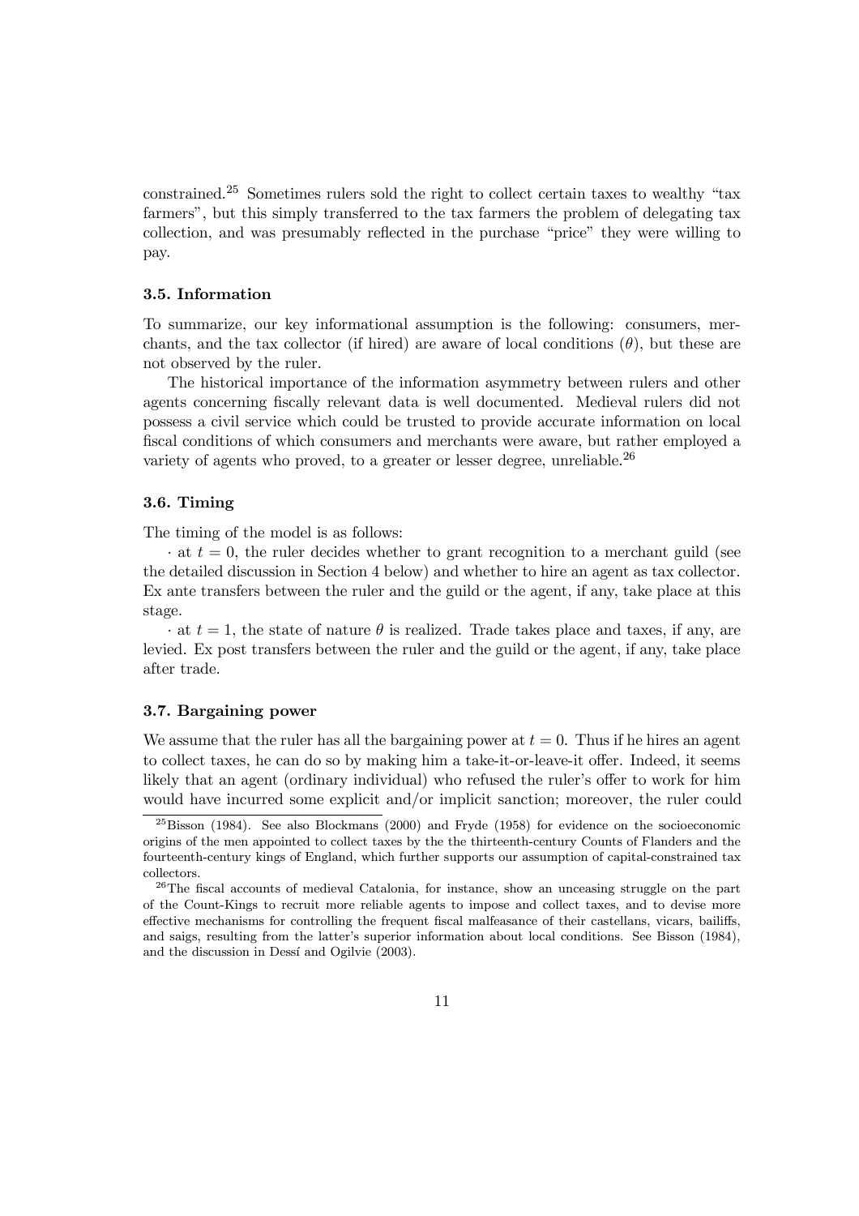constrained.[25] Sometimes rulers sold the right to collect certain taxes to wealthy "tax farmers", but this simply transferred to the tax farmers the problem of delegating tax collection, and was presumably reflected in the purchase "price" they were willing to pay.

### 3.5. Information

To summarize, our key informational assumption is the following: consumers, merchants, and the tax collector (if hired) are aware of local conditions ($\theta$), but these are not observed by the ruler.

The historical importance of the information asymmetry between rulers and other agents concerning fiscally relevant data is well documented. Medieval rulers did not possess a civil service which could be trusted to provide accurate information on local fiscal conditions of which consumers and merchants were aware, but rather employed a variety of agents who proved, to a greater or lesser degree, unreliable.[26]

### 3.6. Timing

The timing of the model is as follows:

· at $t = 0$, the ruler decides whether to grant recognition to a merchant guild (see the detailed discussion in Section 4 below) and whether to hire an agent as tax collector. Ex ante transfers between the ruler and the guild or the agent, if any, take place at this stage.

· at $t = 1$, the state of nature $\theta$ is realized. Trade takes place and taxes, if any, are levied. Ex post transfers between the ruler and the guild or the agent, if any, take place after trade.

### 3.7. Bargaining power

We assume that the ruler has all the bargaining power at $t = 0$. Thus if he hires an agent to collect taxes, he can do so by making him a take-it-or-leave-it offer. Indeed, it seems likely that an agent (ordinary individual) who refused the ruler's offer to work for him would have incurred some explicit and/or implicit sanction; moreover, the ruler could

[25] Bisson (1984). See also Blockmans (2000) and Fryde (1958) for evidence on the socioeconomic origins of the men appointed to collect taxes by the the thirteenth-century Counts of Flanders and the fourteenth-century kings of England, which further supports our assumption of capital-constrained tax collectors.

[26] The fiscal accounts of medieval Catalonia, for instance, show an unceasing struggle on the part of the Count-Kings to recruit more reliable agents to impose and collect taxes, and to devise more effective mechanisms for controlling the frequent fiscal malfeasance of their castellans, vicars, bailiffs, and saigs, resulting from the latter's superior information about local conditions. See Bisson (1984), and the discussion in Dessí and Ogilvie (2003).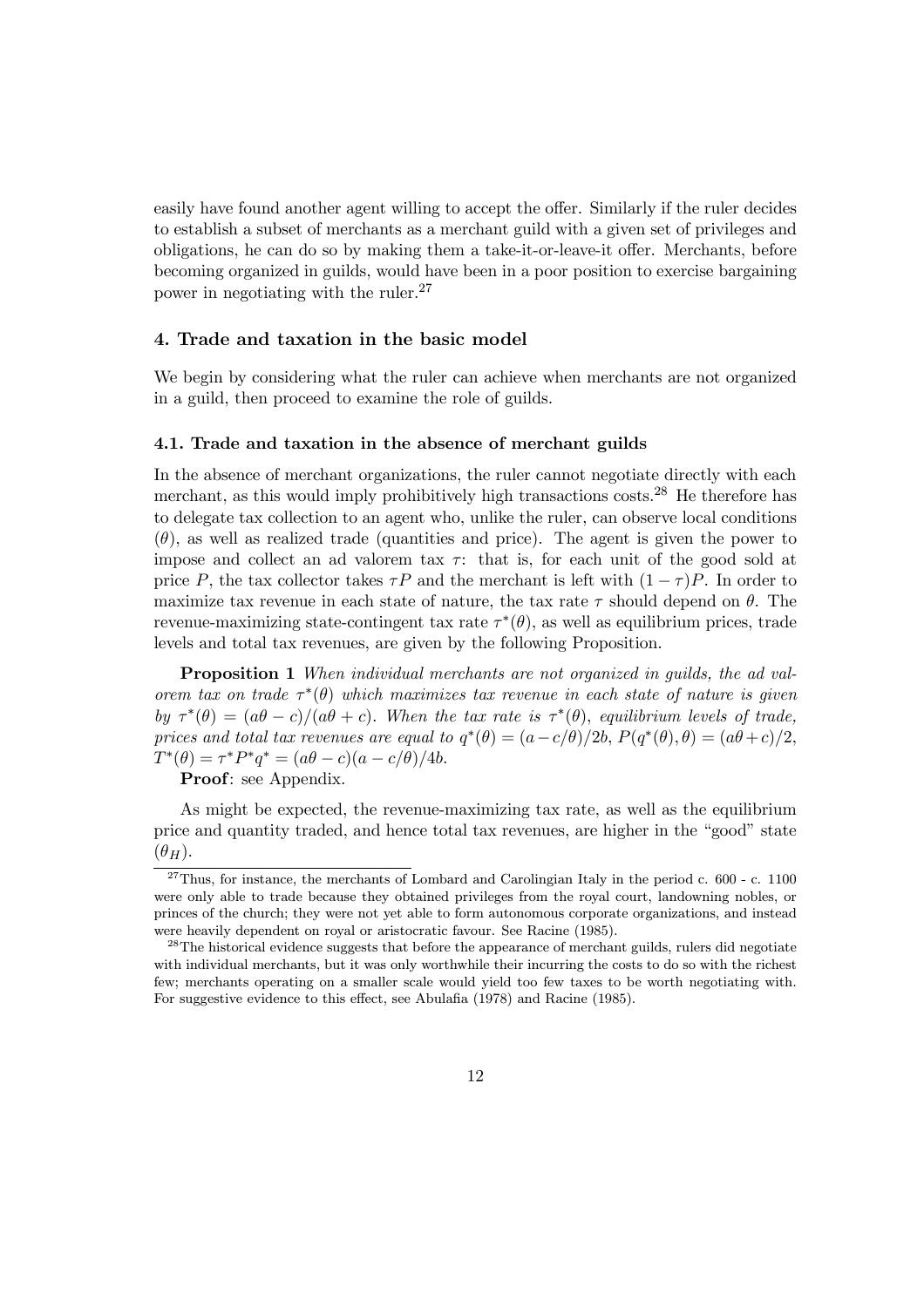easily have found another agent willing to accept the offer. Similarly if the ruler decides to establish a subset of merchants as a merchant guild with a given set of privileges and obligations, he can do so by making them a take-it-or-leave-it offer. Merchants, before becoming organized in guilds, would have been in a poor position to exercise bargaining power in negotiating with the ruler.[27]

## 4. Trade and taxation in the basic model

We begin by considering what the ruler can achieve when merchants are not organized in a guild, then proceed to examine the role of guilds.

### 4.1. Trade and taxation in the absence of merchant guilds

In the absence of merchant organizations, the ruler cannot negotiate directly with each merchant, as this would imply prohibitively high transactions costs.[28] He therefore has to delegate tax collection to an agent who, unlike the ruler, can observe local conditions ($\theta$), as well as realized trade (quantities and price). The agent is given the power to impose and collect an ad valorem tax $\tau$: that is, for each unit of the good sold at price $P$, the tax collector takes $\tau P$ and the merchant is left with $(1-\tau)P$. In order to maximize tax revenue in each state of nature, the tax rate $\tau$ should depend on $\theta$. The revenue-maximizing state-contingent tax rate $\tau^*(\theta)$, as well as equilibrium prices, trade levels and total tax revenues, are given by the following Proposition.

**Proposition 1** *When individual merchants are not organized in guilds, the ad valorem tax on trade $\tau^*(\theta)$ which maximizes tax revenue in each state of nature is given by $\tau^*(\theta) = (a\theta - c)/(a\theta + c)$. When the tax rate is $\tau^*(\theta)$, equilibrium levels of trade, prices and total tax revenues are equal to $q^*(\theta) = (a - c/\theta)/2b$, $P(q^*(\theta), \theta) = (a\theta + c)/2$, $T^*(\theta) = \tau^* P^* q^* = (a\theta - c)(a - c/\theta)/4b$.*

**Proof**: see Appendix.

As might be expected, the revenue-maximizing tax rate, as well as the equilibrium price and quantity traded, and hence total tax revenues, are higher in the "good" state ($\theta_H$).

[27] Thus, for instance, the merchants of Lombard and Carolingian Italy in the period c. 600 - c. 1100 were only able to trade because they obtained privileges from the royal court, landowning nobles, or princes of the church; they were not yet able to form autonomous corporate organizations, and instead were heavily dependent on royal or aristocratic favour. See Racine (1985).

[28] The historical evidence suggests that before the appearance of merchant guilds, rulers did negotiate with individual merchants, but it was only worthwhile their incurring the costs to do so with the richest few; merchants operating on a smaller scale would yield too few taxes to be worth negotiating with. For suggestive evidence to this effect, see Abulafia (1978) and Racine (1985).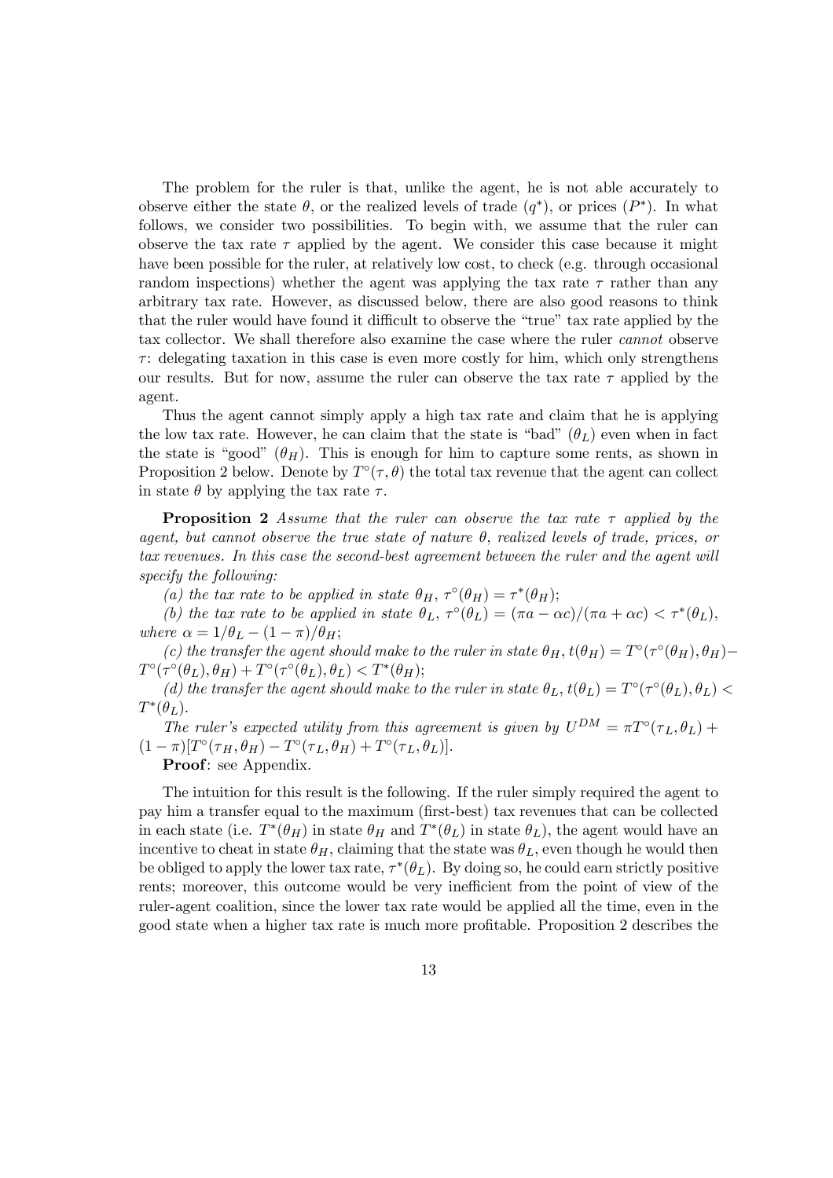The problem for the ruler is that, unlike the agent, he is not able accurately to observe either the state $\theta$, or the realized levels of trade ($q^*$), or prices ($P^*$). In what follows, we consider two possibilities. To begin with, we assume that the ruler can observe the tax rate $\tau$ applied by the agent. We consider this case because it might have been possible for the ruler, at relatively low cost, to check (e.g. through occasional random inspections) whether the agent was applying the tax rate $\tau$ rather than any arbitrary tax rate. However, as discussed below, there are also good reasons to think that the ruler would have found it difficult to observe the "true" tax rate applied by the tax collector. We shall therefore also examine the case where the ruler *cannot* observe $\tau$: delegating taxation in this case is even more costly for him, which only strengthens our results. But for now, assume the ruler can observe the tax rate $\tau$ applied by the agent.

Thus the agent cannot simply apply a high tax rate and claim that he is applying the low tax rate. However, he can claim that the state is "bad" ($\theta_L$) even when in fact the state is "good" ($\theta_H$). This is enough for him to capture some rents, as shown in Proposition 2 below. Denote by $T^\circ(\tau, \theta)$ the total tax revenue that the agent can collect in state $\theta$ by applying the tax rate $\tau$.

**Proposition 2** *Assume that the ruler can observe the tax rate $\tau$ applied by the agent, but cannot observe the true state of nature $\theta$, realized levels of trade, prices, or tax revenues. In this case the second-best agreement between the ruler and the agent will specify the following:*

*(a) the tax rate to be applied in state $\theta_H$, $\tau^\circ(\theta_H) = \tau^*(\theta_H)$;*

*(b) the tax rate to be applied in state $\theta_L$, $\tau^\circ(\theta_L) = (\pi a - \alpha c)/(\pi a + \alpha c) < \tau^*(\theta_L)$, where $\alpha = 1/\theta_L - (1-\pi)/\theta_H$;*

*(c) the transfer the agent should make to the ruler in state $\theta_H$, $t(\theta_H) = T^\circ(\tau^\circ(\theta_H), \theta_H) - T^\circ(\tau^\circ(\theta_L), \theta_H) + T^\circ(\tau^\circ(\theta_L), \theta_L) < T^*(\theta_H)$;*

*(d) the transfer the agent should make to the ruler in state $\theta_L$, $t(\theta_L) = T^\circ(\tau^\circ(\theta_L), \theta_L) < T^*(\theta_L)$.*

*The ruler's expected utility from this agreement is given by $U^{DM} = \pi T^\circ(\tau_L, \theta_L) + (1-\pi)[T^\circ(\tau_H, \theta_H) - T^\circ(\tau_L, \theta_H) + T^\circ(\tau_L, \theta_L)]$.*

**Proof**: see Appendix.

The intuition for this result is the following. If the ruler simply required the agent to pay him a transfer equal to the maximum (first-best) tax revenues that can be collected in each state (i.e. $T^*(\theta_H)$ in state $\theta_H$ and $T^*(\theta_L)$ in state $\theta_L$), the agent would have an incentive to cheat in state $\theta_H$, claiming that the state was $\theta_L$, even though he would then be obliged to apply the lower tax rate, $\tau^*(\theta_L)$. By doing so, he could earn strictly positive rents; moreover, this outcome would be very inefficient from the point of view of the ruler-agent coalition, since the lower tax rate would be applied all the time, even in the good state when a higher tax rate is much more profitable. Proposition 2 describes the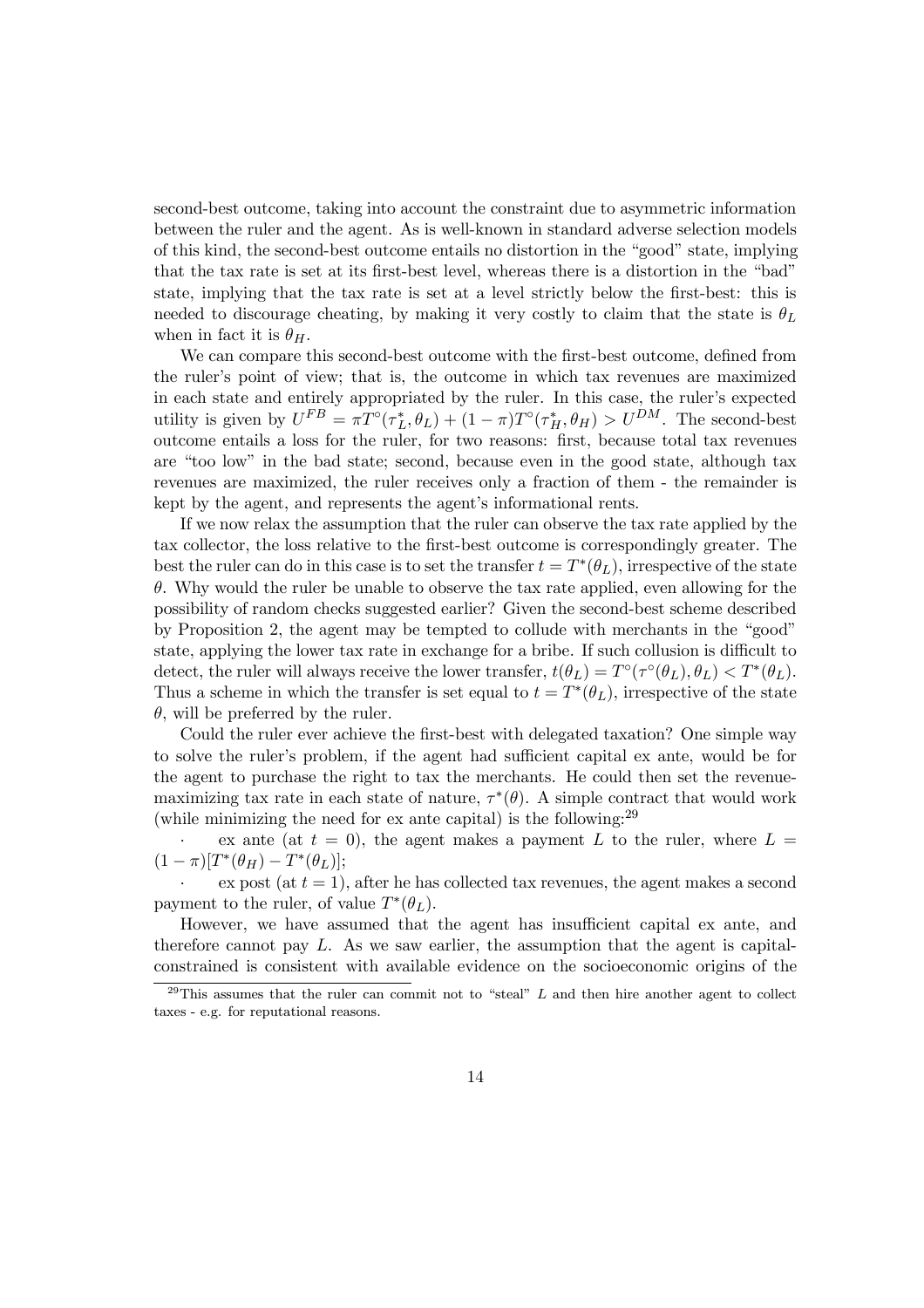second-best outcome, taking into account the constraint due to asymmetric information between the ruler and the agent. As is well-known in standard adverse selection models of this kind, the second-best outcome entails no distortion in the "good" state, implying that the tax rate is set at its first-best level, whereas there is a distortion in the "bad" state, implying that the tax rate is set at a level strictly below the first-best: this is needed to discourage cheating, by making it very costly to claim that the state is $\theta_L$ when in fact it is $\theta_H$.

We can compare this second-best outcome with the first-best outcome, defined from the ruler's point of view; that is, the outcome in which tax revenues are maximized in each state and entirely appropriated by the ruler. In this case, the ruler's expected utility is given by $U^{FB} = \pi T^{\circ}(\tau_L^*, \theta_L) + (1-\pi) T^{\circ}(\tau_H^*, \theta_H) > U^{DM}$. The second-best outcome entails a loss for the ruler, for two reasons: first, because total tax revenues are "too low" in the bad state; second, because even in the good state, although tax revenues are maximized, the ruler receives only a fraction of them - the remainder is kept by the agent, and represents the agent's informational rents.

If we now relax the assumption that the ruler can observe the tax rate applied by the tax collector, the loss relative to the first-best outcome is correspondingly greater. The best the ruler can do in this case is to set the transfer $t = T^*(\theta_L)$, irrespective of the state $\theta$. Why would the ruler be unable to observe the tax rate applied, even allowing for the possibility of random checks suggested earlier? Given the second-best scheme described by Proposition 2, the agent may be tempted to collude with merchants in the "good" state, applying the lower tax rate in exchange for a bribe. If such collusion is difficult to detect, the ruler will always receive the lower transfer, $t(\theta_L) = T^{\circ}(\tau^{\circ}(\theta_L), \theta_L) < T^*(\theta_L)$. Thus a scheme in which the transfer is set equal to $t = T^*(\theta_L)$, irrespective of the state $\theta$, will be preferred by the ruler.

Could the ruler ever achieve the first-best with delegated taxation? One simple way to solve the ruler's problem, if the agent had sufficient capital ex ante, would be for the agent to purchase the right to tax the merchants. He could then set the revenue-maximizing tax rate in each state of nature, $\tau^*(\theta)$. A simple contract that would work (while minimizing the need for ex ante capital) is the following:[29]

- ex ante (at $t = 0$), the agent makes a payment $L$ to the ruler, where $L = (1-\pi)[T^*(\theta_H) - T^*(\theta_L)]$;
- ex post (at $t = 1$), after he has collected tax revenues, the agent makes a second payment to the ruler, of value $T^*(\theta_L)$.

However, we have assumed that the agent has insufficient capital ex ante, and therefore cannot pay $L$. As we saw earlier, the assumption that the agent is capital-constrained is consistent with available evidence on the socioeconomic origins of the

[29] This assumes that the ruler can commit not to "steal" $L$ and then hire another agent to collect taxes - e.g. for reputational reasons.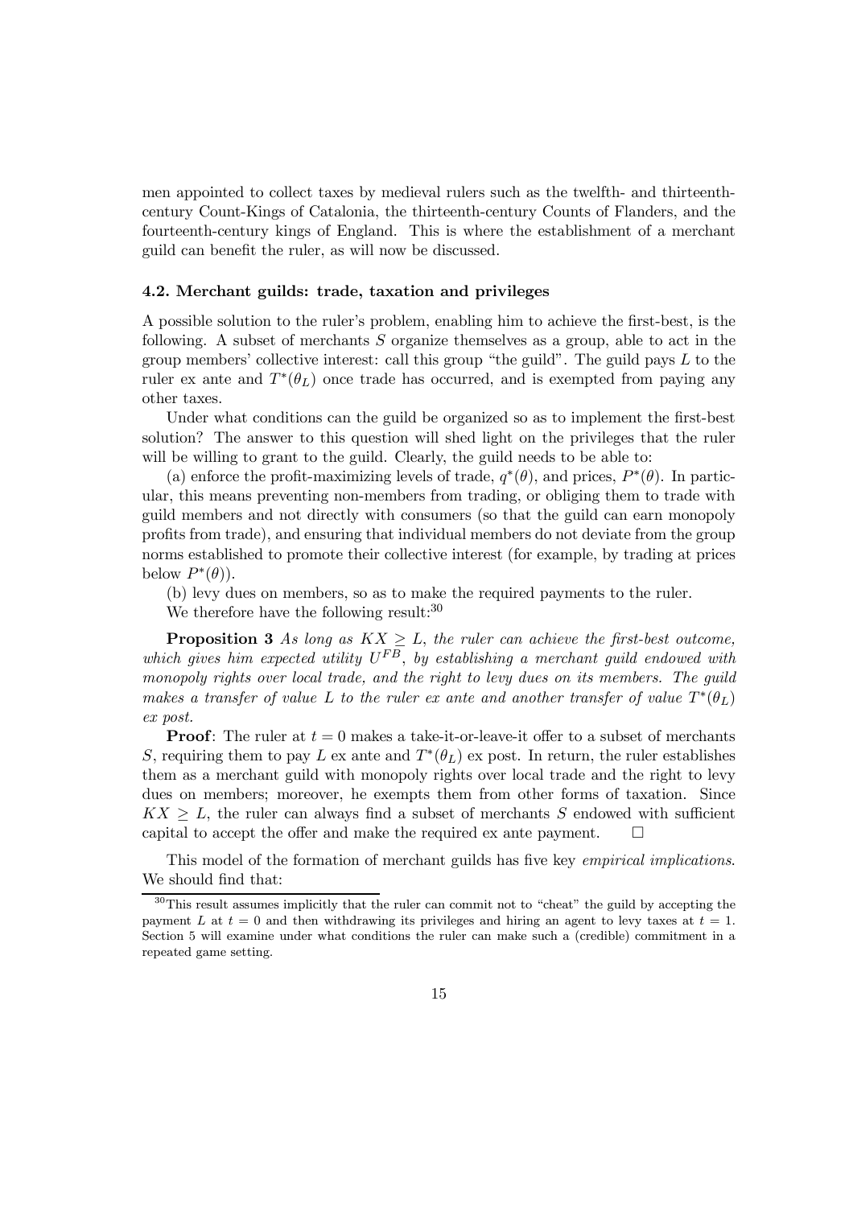men appointed to collect taxes by medieval rulers such as the twelfth- and thirteenth-century Count-Kings of Catalonia, the thirteenth-century Counts of Flanders, and the fourteenth-century kings of England. This is where the establishment of a merchant guild can benefit the ruler, as will now be discussed.

### 4.2. Merchant guilds: trade, taxation and privileges

A possible solution to the ruler's problem, enabling him to achieve the first-best, is the following. A subset of merchants $S$ organize themselves as a group, able to act in the group members' collective interest: call this group "the guild". The guild pays $L$ to the ruler ex ante and $T^*(\theta_L)$ once trade has occurred, and is exempted from paying any other taxes.

Under what conditions can the guild be organized so as to implement the first-best solution? The answer to this question will shed light on the privileges that the ruler will be willing to grant to the guild. Clearly, the guild needs to be able to:

(a) enforce the profit-maximizing levels of trade, $q^*(\theta)$, and prices, $P^*(\theta)$. In particular, this means preventing non-members from trading, or obliging them to trade with guild members and not directly with consumers (so that the guild can earn monopoly profits from trade), and ensuring that individual members do not deviate from the group norms established to promote their collective interest (for example, by trading at prices below $P^*(\theta)$).

(b) levy dues on members, so as to make the required payments to the ruler.

We therefore have the following result:[30]

**Proposition 3** *As long as $KX \geq L$, the ruler can achieve the first-best outcome, which gives him expected utility $U^{FB}$, by establishing a merchant guild endowed with monopoly rights over local trade, and the right to levy dues on its members. The guild makes a transfer of value $L$ to the ruler ex ante and another transfer of value $T^*(\theta_L)$ ex post.*

**Proof**: The ruler at $t = 0$ makes a take-it-or-leave-it offer to a subset of merchants $S$, requiring them to pay $L$ ex ante and $T^*(\theta_L)$ ex post. In return, the ruler establishes them as a merchant guild with monopoly rights over local trade and the right to levy dues on members; moreover, he exempts them from other forms of taxation. Since $KX \geq L$, the ruler can always find a subset of merchants $S$ endowed with sufficient capital to accept the offer and make the required ex ante payment. □

This model of the formation of merchant guilds has five key *empirical implications*. We should find that:

[30] This result assumes implicitly that the ruler can commit not to "cheat" the guild by accepting the payment $L$ at $t = 0$ and then withdrawing its privileges and hiring an agent to levy taxes at $t = 1$. Section 5 will examine under what conditions the ruler can make such a (credible) commitment in a repeated game setting.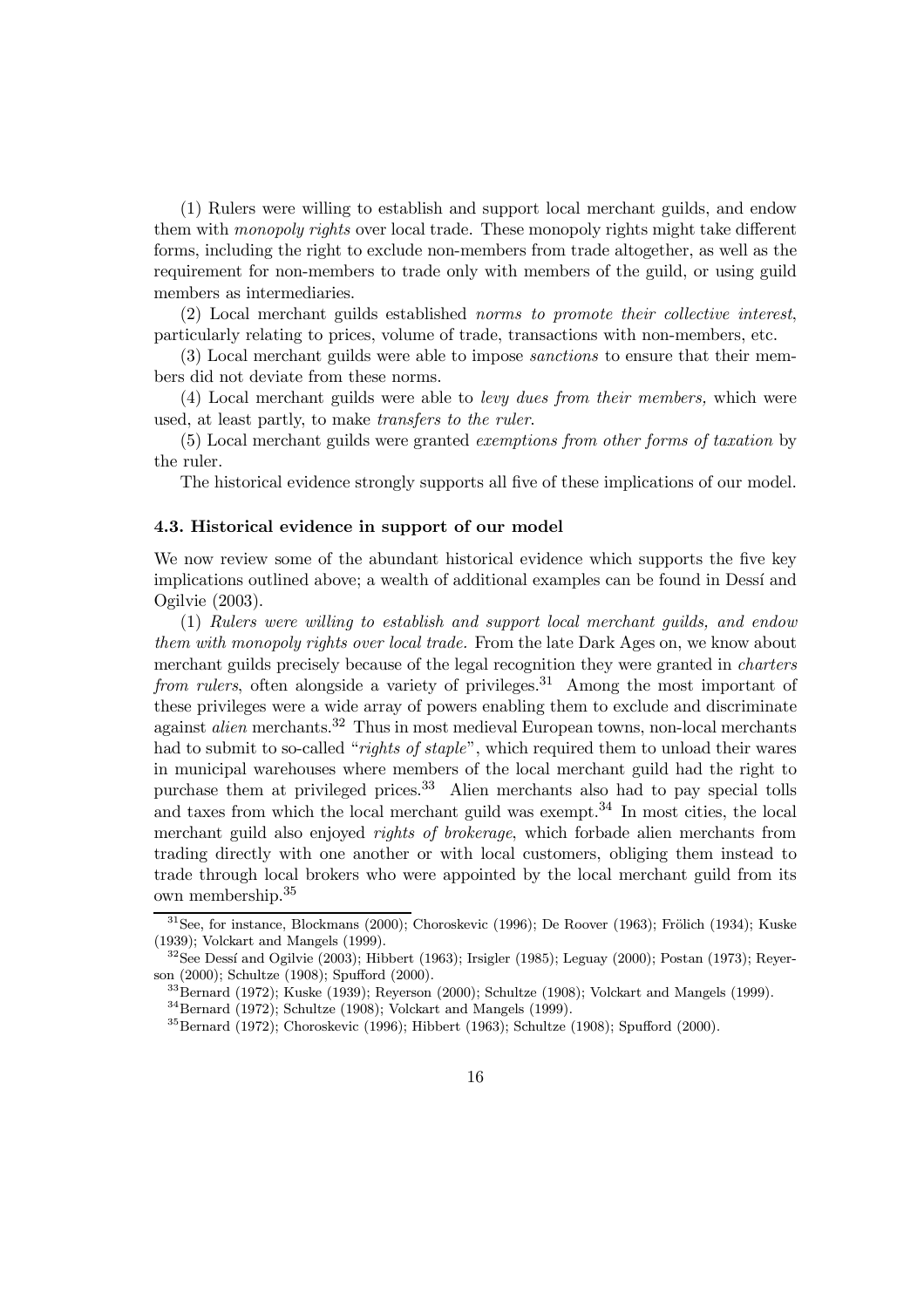(1) Rulers were willing to establish and support local merchant guilds, and endow them with *monopoly rights* over local trade. These monopoly rights might take different forms, including the right to exclude non-members from trade altogether, as well as the requirement for non-members to trade only with members of the guild, or using guild members as intermediaries.

(2) Local merchant guilds established *norms to promote their collective interest*, particularly relating to prices, volume of trade, transactions with non-members, etc.

(3) Local merchant guilds were able to impose *sanctions* to ensure that their members did not deviate from these norms.

(4) Local merchant guilds were able to *levy dues from their members,* which were used, at least partly, to make *transfers to the ruler*.

(5) Local merchant guilds were granted *exemptions from other forms of taxation* by the ruler.

The historical evidence strongly supports all five of these implications of our model.

### 4.3. Historical evidence in support of our model

We now review some of the abundant historical evidence which supports the five key implications outlined above; a wealth of additional examples can be found in Dessí and Ogilvie (2003).

(1) *Rulers were willing to establish and support local merchant guilds, and endow them with monopoly rights over local trade.* From the late Dark Ages on, we know about merchant guilds precisely because of the legal recognition they were granted in *charters from rulers*, often alongside a variety of privileges.[31] Among the most important of these privileges were a wide array of powers enabling them to exclude and discriminate against *alien* merchants.[32] Thus in most medieval European towns, non-local merchants had to submit to so-called "*rights of staple*", which required them to unload their wares in municipal warehouses where members of the local merchant guild had the right to purchase them at privileged prices.[33] Alien merchants also had to pay special tolls and taxes from which the local merchant guild was exempt.[34] In most cities, the local merchant guild also enjoyed *rights of brokerage*, which forbade alien merchants from trading directly with one another or with local customers, obliging them instead to trade through local brokers who were appointed by the local merchant guild from its own membership.[35]

---

[31] See, for instance, Blockmans (2000); Choroskevic (1996); De Roover (1963); Frölich (1934); Kuske (1939); Volckart and Mangels (1999).

[32] See Dessí and Ogilvie (2003); Hibbert (1963); Irsigler (1985); Leguay (2000); Postan (1973); Reyerson (2000); Schultze (1908); Spufford (2000).

[33] Bernard (1972); Kuske (1939); Reyerson (2000); Schultze (1908); Volckart and Mangels (1999).

[34] Bernard (1972); Schultze (1908); Volckart and Mangels (1999).

[35] Bernard (1972); Choroskevic (1996); Hibbert (1963); Schultze (1908); Spufford (2000).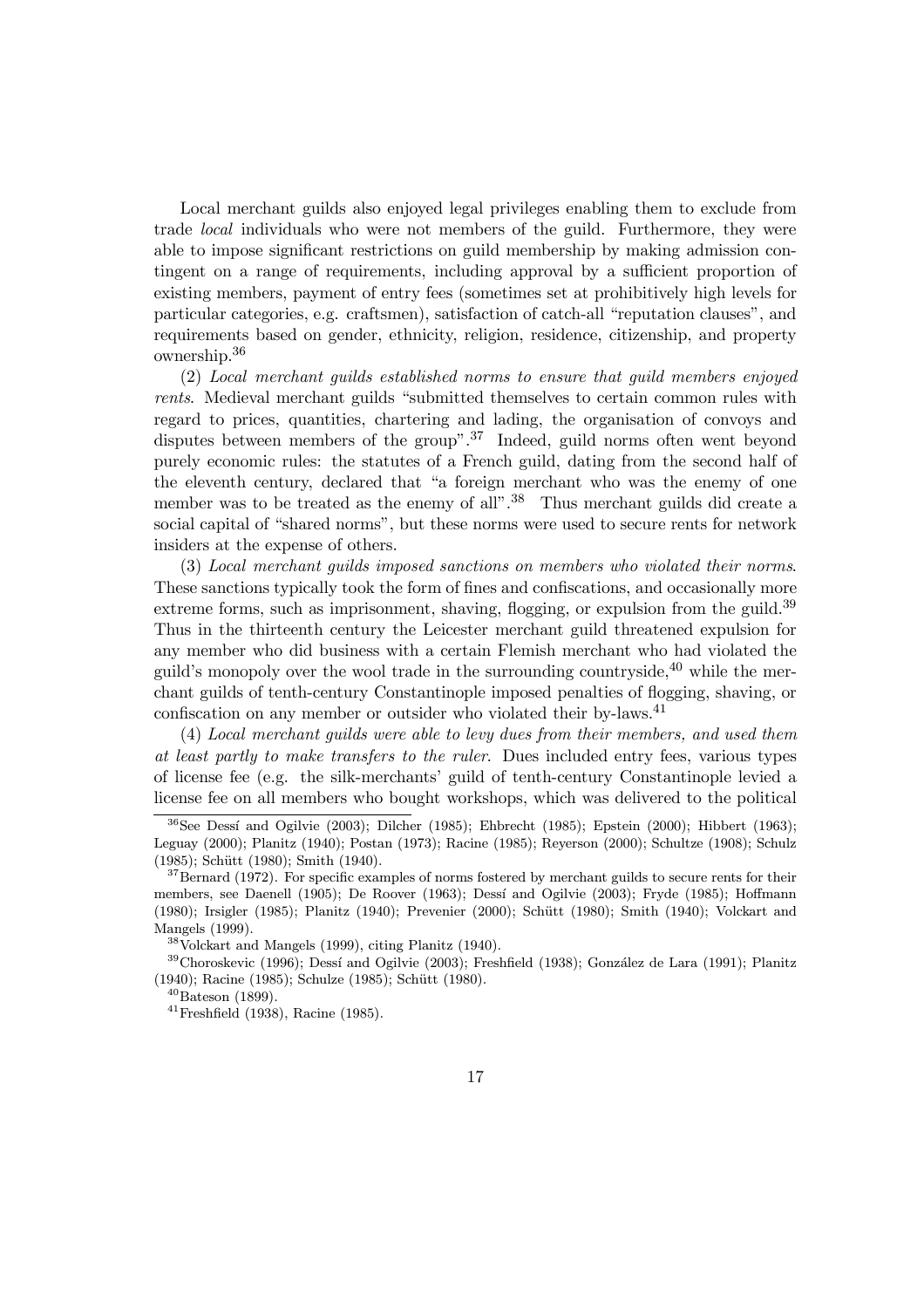Local merchant guilds also enjoyed legal privileges enabling them to exclude from trade *local* individuals who were not members of the guild. Furthermore, they were able to impose significant restrictions on guild membership by making admission contingent on a range of requirements, including approval by a sufficient proportion of existing members, payment of entry fees (sometimes set at prohibitively high levels for particular categories, e.g. craftsmen), satisfaction of catch-all "reputation clauses", and requirements based on gender, ethnicity, religion, residence, citizenship, and property ownership.[36]

(2) *Local merchant guilds established norms to ensure that guild members enjoyed rents*. Medieval merchant guilds "submitted themselves to certain common rules with regard to prices, quantities, chartering and lading, the organisation of convoys and disputes between members of the group".[37] Indeed, guild norms often went beyond purely economic rules: the statutes of a French guild, dating from the second half of the eleventh century, declared that "a foreign merchant who was the enemy of one member was to be treated as the enemy of all".[38] Thus merchant guilds did create a social capital of "shared norms", but these norms were used to secure rents for network insiders at the expense of others.

(3) *Local merchant guilds imposed sanctions on members who violated their norms*. These sanctions typically took the form of fines and confiscations, and occasionally more extreme forms, such as imprisonment, shaving, flogging, or expulsion from the guild.[39] Thus in the thirteenth century the Leicester merchant guild threatened expulsion for any member who did business with a certain Flemish merchant who had violated the guild's monopoly over the wool trade in the surrounding countryside,[40] while the merchant guilds of tenth-century Constantinople imposed penalties of flogging, shaving, or confiscation on any member or outsider who violated their by-laws.[41]

(4) *Local merchant guilds were able to levy dues from their members, and used them at least partly to make transfers to the ruler*. Dues included entry fees, various types of license fee (e.g. the silk-merchants' guild of tenth-century Constantinople levied a license fee on all members who bought workshops, which was delivered to the political

---

[36] See Dessí and Ogilvie (2003); Dilcher (1985); Ehbrecht (1985); Epstein (2000); Hibbert (1963); Leguay (2000); Planitz (1940); Postan (1973); Racine (1985); Reyerson (2000); Schultze (1908); Schulz (1985); Schütt (1980); Smith (1940).

[37] Bernard (1972). For specific examples of norms fostered by merchant guilds to secure rents for their members, see Daenell (1905); De Roover (1963); Dessí and Ogilvie (2003); Fryde (1985); Hoffmann (1980); Irsigler (1985); Planitz (1940); Prevenier (2000); Schütt (1980); Smith (1940); Volckart and Mangels (1999).

[38] Volckart and Mangels (1999), citing Planitz (1940).

[39] Choroskevic (1996); Dessí and Ogilvie (2003); Freshfield (1938); González de Lara (1991); Planitz (1940); Racine (1985); Schulze (1985); Schütt (1980).

[40] Bateson (1899).

[41] Freshfield (1938), Racine (1985).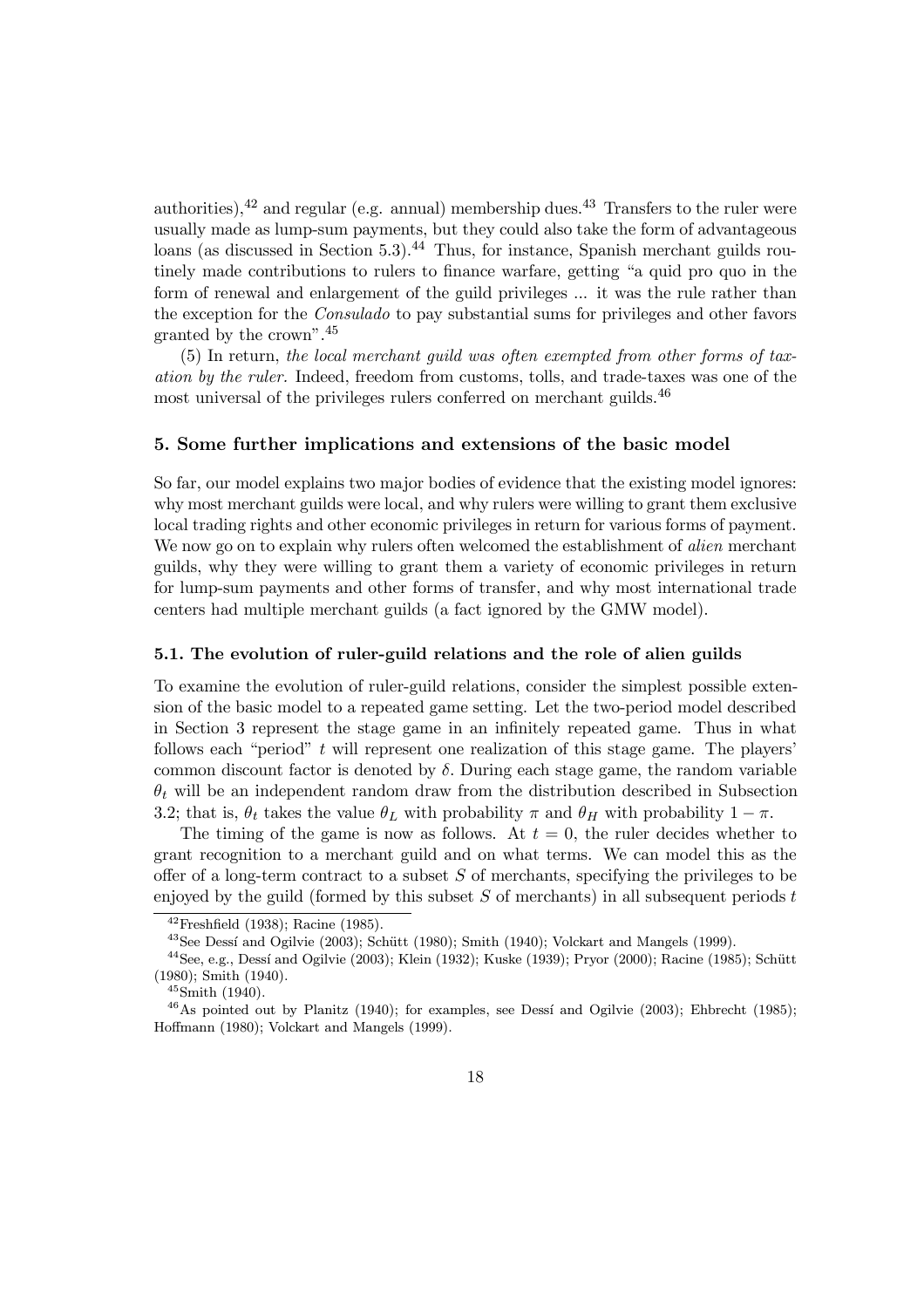authorities),[42] and regular (e.g. annual) membership dues.[43] Transfers to the ruler were usually made as lump-sum payments, but they could also take the form of advantageous loans (as discussed in Section 5.3).[44] Thus, for instance, Spanish merchant guilds routinely made contributions to rulers to finance warfare, getting "a quid pro quo in the form of renewal and enlargement of the guild privileges ... it was the rule rather than the exception for the *Consulado* to pay substantial sums for privileges and other favors granted by the crown".[45]

(5) In return, *the local merchant guild was often exempted from other forms of taxation by the ruler.* Indeed, freedom from customs, tolls, and trade-taxes was one of the most universal of the privileges rulers conferred on merchant guilds.[46]

## 5. Some further implications and extensions of the basic model

So far, our model explains two major bodies of evidence that the existing model ignores: why most merchant guilds were local, and why rulers were willing to grant them exclusive local trading rights and other economic privileges in return for various forms of payment. We now go on to explain why rulers often welcomed the establishment of *alien* merchant guilds, why they were willing to grant them a variety of economic privileges in return for lump-sum payments and other forms of transfer, and why most international trade centers had multiple merchant guilds (a fact ignored by the GMW model).

### 5.1. The evolution of ruler-guild relations and the role of alien guilds

To examine the evolution of ruler-guild relations, consider the simplest possible extension of the basic model to a repeated game setting. Let the two-period model described in Section 3 represent the stage game in an infinitely repeated game. Thus in what follows each "period" $t$ will represent one realization of this stage game. The players' common discount factor is denoted by $\delta$. During each stage game, the random variable $\theta_t$ will be an independent random draw from the distribution described in Subsection 3.2; that is, $\theta_t$ takes the value $\theta_L$ with probability $\pi$ and $\theta_H$ with probability $1 - \pi$.

The timing of the game is now as follows. At $t = 0$, the ruler decides whether to grant recognition to a merchant guild and on what terms. We can model this as the offer of a long-term contract to a subset $S$ of merchants, specifying the privileges to be enjoyed by the guild (formed by this subset $S$ of merchants) in all subsequent periods $t$

[42] Freshfield (1938); Racine (1985).

[43] See Dessí and Ogilvie (2003); Schütt (1980); Smith (1940); Volckart and Mangels (1999).

[44] See, e.g., Dessí and Ogilvie (2003); Klein (1932); Kuske (1939); Pryor (2000); Racine (1985); Schütt (1980); Smith (1940).

[45] Smith (1940).

[46] As pointed out by Planitz (1940); for examples, see Dessí and Ogilvie (2003); Ehbrecht (1985); Hoffmann (1980); Volckart and Mangels (1999).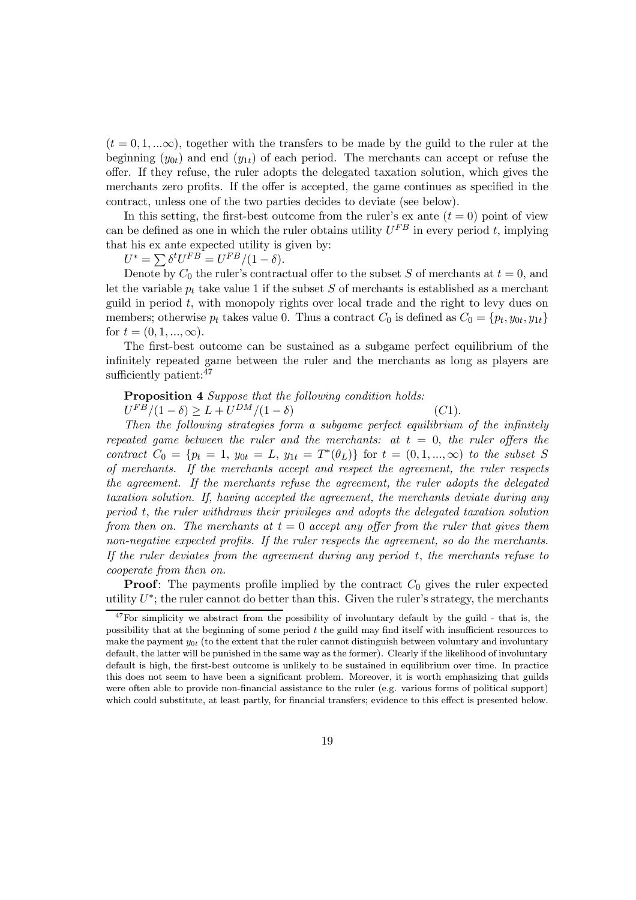$(t = 0, 1, ...\infty)$, together with the transfers to be made by the guild to the ruler at the beginning $(y_{0t})$ and end $(y_{1t})$ of each period. The merchants can accept or refuse the offer. If they refuse, the ruler adopts the delegated taxation solution, which gives the merchants zero profits. If the offer is accepted, the game continues as specified in the contract, unless one of the two parties decides to deviate (see below).

In this setting, the first-best outcome from the ruler's ex ante $(t = 0)$ point of view can be defined as one in which the ruler obtains utility $U^{FB}$ in every period $t$, implying that his ex ante expected utility is given by:

$U^* = \sum \delta^t U^{FB} = U^{FB}/(1 - \delta)$.

Denote by $C_0$ the ruler's contractual offer to the subset $S$ of merchants at $t = 0$, and let the variable $p_t$ take value 1 if the subset $S$ of merchants is established as a merchant guild in period $t$, with monopoly rights over local trade and the right to levy dues on members; otherwise $p_t$ takes value 0. Thus a contract $C_0$ is defined as $C_0 = \{p_t, y_{0t}, y_{1t}\}$ for $t = (0, 1, ..., \infty)$.

The first-best outcome can be sustained as a subgame perfect equilibrium of the infinitely repeated game between the ruler and the merchants as long as players are sufficiently patient:[47]

**Proposition 4** *Suppose that the following condition holds:*

$U^{FB}/(1 - \delta) \geq L + U^{DM}/(1 - \delta) \qquad (C1).$

*Then the following strategies form a subgame perfect equilibrium of the infinitely repeated game between the ruler and the merchants: at $t = 0$, the ruler offers the contract $C_0 = \{p_t = 1,\ y_{0t} = L,\ y_{1t} = T^*(\theta_L)\}$ for $t = (0, 1, ..., \infty)$ to the subset $S$ of merchants. If the merchants accept and respect the agreement, the ruler respects the agreement. If the merchants refuse the agreement, the ruler adopts the delegated taxation solution. If, having accepted the agreement, the merchants deviate during any period $t$, the ruler withdraws their privileges and adopts the delegated taxation solution from then on. The merchants at $t = 0$ accept any offer from the ruler that gives them non-negative expected profits. If the ruler respects the agreement, so do the merchants. If the ruler deviates from the agreement during any period $t$, the merchants refuse to cooperate from then on.*

**Proof**: The payments profile implied by the contract $C_0$ gives the ruler expected utility $U^*$; the ruler cannot do better than this. Given the ruler's strategy, the merchants

[47] For simplicity we abstract from the possibility of involuntary default by the guild - that is, the possibility that at the beginning of some period $t$ the guild may find itself with insufficient resources to make the payment $y_{0t}$ (to the extent that the ruler cannot distinguish between voluntary and involuntary default, the latter will be punished in the same way as the former). Clearly if the likelihood of involuntary default is high, the first-best outcome is unlikely to be sustained in equilibrium over time. In practice this does not seem to have been a significant problem. Moreover, it is worth emphasizing that guilds were often able to provide non-financial assistance to the ruler (e.g. various forms of political support) which could substitute, at least partly, for financial transfers; evidence to this effect is presented below.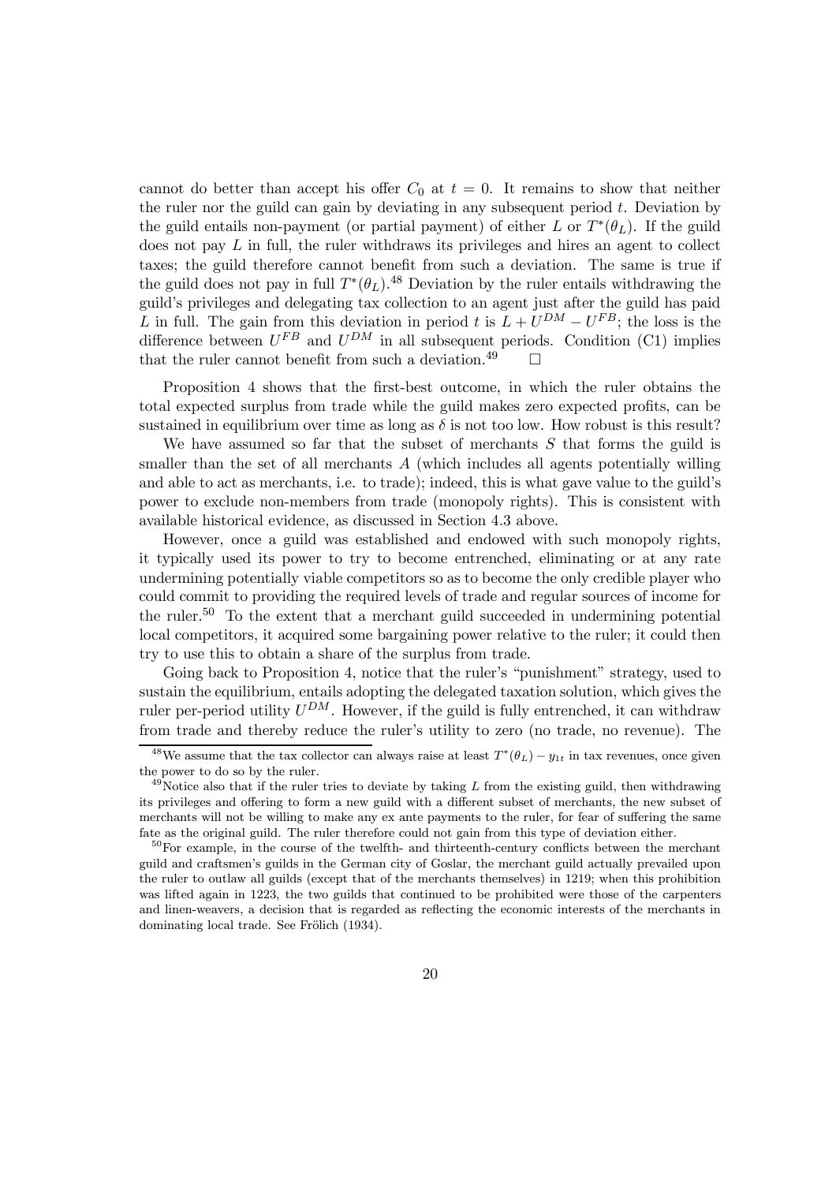cannot do better than accept his offer $C_0$ at $t = 0$. It remains to show that neither the ruler nor the guild can gain by deviating in any subsequent period $t$. Deviation by the guild entails non-payment (or partial payment) of either $L$ or $T^*(\theta_L)$. If the guild does not pay $L$ in full, the ruler withdraws its privileges and hires an agent to collect taxes; the guild therefore cannot benefit from such a deviation. The same is true if the guild does not pay in full $T^*(\theta_L)$.[48] Deviation by the ruler entails withdrawing the guild's privileges and delegating tax collection to an agent just after the guild has paid $L$ in full. The gain from this deviation in period $t$ is $L + U^{DM} - U^{FB}$; the loss is the difference between $U^{FB}$ and $U^{DM}$ in all subsequent periods. Condition (C1) implies that the ruler cannot benefit from such a deviation.[49] $\square$

Proposition 4 shows that the first-best outcome, in which the ruler obtains the total expected surplus from trade while the guild makes zero expected profits, can be sustained in equilibrium over time as long as $\delta$ is not too low. How robust is this result?

We have assumed so far that the subset of merchants $S$ that forms the guild is smaller than the set of all merchants $A$ (which includes all agents potentially willing and able to act as merchants, i.e. to trade); indeed, this is what gave value to the guild's power to exclude non-members from trade (monopoly rights). This is consistent with available historical evidence, as discussed in Section 4.3 above.

However, once a guild was established and endowed with such monopoly rights, it typically used its power to try to become entrenched, eliminating or at any rate undermining potentially viable competitors so as to become the only credible player who could commit to providing the required levels of trade and regular sources of income for the ruler.[50] To the extent that a merchant guild succeeded in undermining potential local competitors, it acquired some bargaining power relative to the ruler; it could then try to use this to obtain a share of the surplus from trade.

Going back to Proposition 4, notice that the ruler's "punishment" strategy, used to sustain the equilibrium, entails adopting the delegated taxation solution, which gives the ruler per-period utility $U^{DM}$. However, if the guild is fully entrenched, it can withdraw from trade and thereby reduce the ruler's utility to zero (no trade, no revenue). The

[48] We assume that the tax collector can always raise at least $T^*(\theta_L) - y_{1t}$ in tax revenues, once given the power to do so by the ruler.

[49] Notice also that if the ruler tries to deviate by taking $L$ from the existing guild, then withdrawing its privileges and offering to form a new guild with a different subset of merchants, the new subset of merchants will not be willing to make any ex ante payments to the ruler, for fear of suffering the same fate as the original guild. The ruler therefore could not gain from this type of deviation either.

[50] For example, in the course of the twelfth- and thirteenth-century conflicts between the merchant guild and craftsmen's guilds in the German city of Goslar, the merchant guild actually prevailed upon the ruler to outlaw all guilds (except that of the merchants themselves) in 1219; when this prohibition was lifted again in 1223, the two guilds that continued to be prohibited were those of the carpenters and linen-weavers, a decision that is regarded as reflecting the economic interests of the merchants in dominating local trade. See Frölich (1934).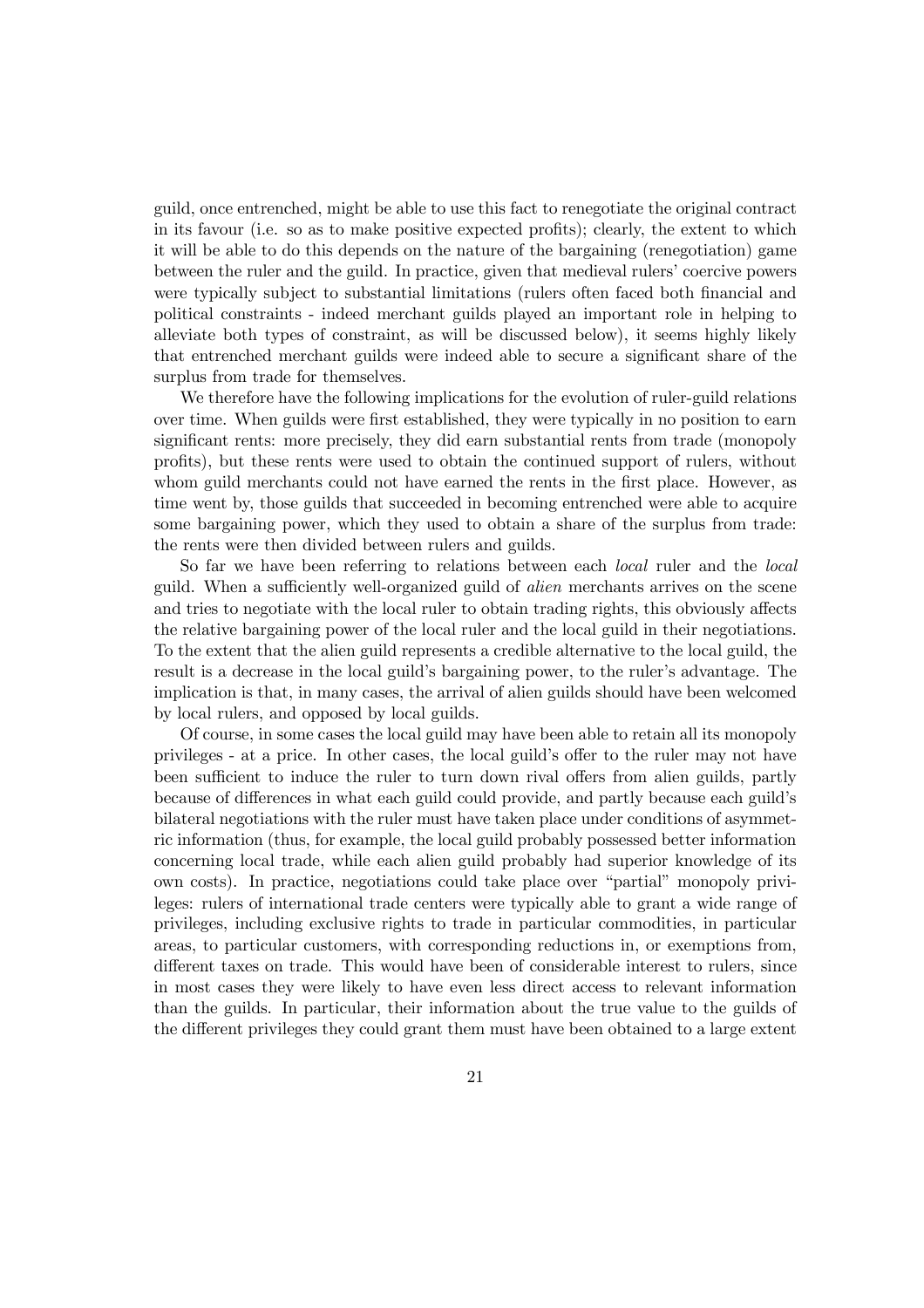guild, once entrenched, might be able to use this fact to renegotiate the original contract in its favour (i.e. so as to make positive expected profits); clearly, the extent to which it will be able to do this depends on the nature of the bargaining (renegotiation) game between the ruler and the guild. In practice, given that medieval rulers' coercive powers were typically subject to substantial limitations (rulers often faced both financial and political constraints - indeed merchant guilds played an important role in helping to alleviate both types of constraint, as will be discussed below), it seems highly likely that entrenched merchant guilds were indeed able to secure a significant share of the surplus from trade for themselves.

We therefore have the following implications for the evolution of ruler-guild relations over time. When guilds were first established, they were typically in no position to earn significant rents: more precisely, they did earn substantial rents from trade (monopoly profits), but these rents were used to obtain the continued support of rulers, without whom guild merchants could not have earned the rents in the first place. However, as time went by, those guilds that succeeded in becoming entrenched were able to acquire some bargaining power, which they used to obtain a share of the surplus from trade: the rents were then divided between rulers and guilds.

So far we have been referring to relations between each *local* ruler and the *local* guild. When a sufficiently well-organized guild of *alien* merchants arrives on the scene and tries to negotiate with the local ruler to obtain trading rights, this obviously affects the relative bargaining power of the local ruler and the local guild in their negotiations. To the extent that the alien guild represents a credible alternative to the local guild, the result is a decrease in the local guild's bargaining power, to the ruler's advantage. The implication is that, in many cases, the arrival of alien guilds should have been welcomed by local rulers, and opposed by local guilds.

Of course, in some cases the local guild may have been able to retain all its monopoly privileges - at a price. In other cases, the local guild's offer to the ruler may not have been sufficient to induce the ruler to turn down rival offers from alien guilds, partly because of differences in what each guild could provide, and partly because each guild's bilateral negotiations with the ruler must have taken place under conditions of asymmetric information (thus, for example, the local guild probably possessed better information concerning local trade, while each alien guild probably had superior knowledge of its own costs). In practice, negotiations could take place over "partial" monopoly privileges: rulers of international trade centers were typically able to grant a wide range of privileges, including exclusive rights to trade in particular commodities, in particular areas, to particular customers, with corresponding reductions in, or exemptions from, different taxes on trade. This would have been of considerable interest to rulers, since in most cases they were likely to have even less direct access to relevant information than the guilds. In particular, their information about the true value to the guilds of the different privileges they could grant them must have been obtained to a large extent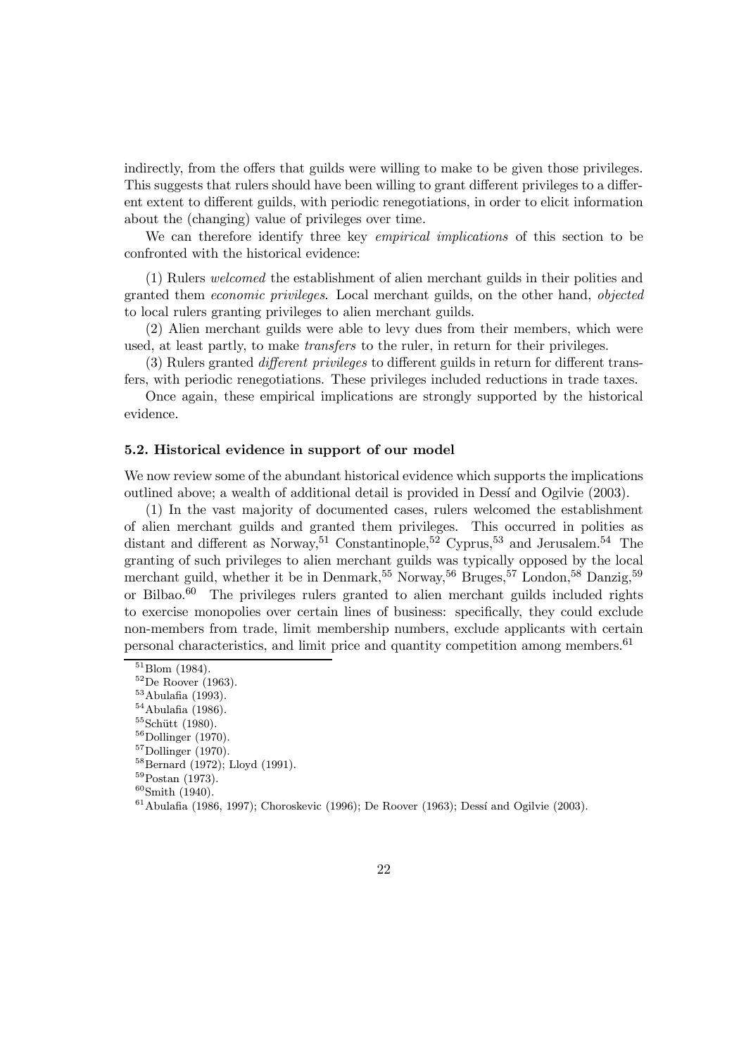indirectly, from the offers that guilds were willing to make to be given those privileges. This suggests that rulers should have been willing to grant different privileges to a different extent to different guilds, with periodic renegotiations, in order to elicit information about the (changing) value of privileges over time.

We can therefore identify three key *empirical implications* of this section to be confronted with the historical evidence:

(1) Rulers *welcomed* the establishment of alien merchant guilds in their polities and granted them *economic privileges*. Local merchant guilds, on the other hand, *objected* to local rulers granting privileges to alien merchant guilds.

(2) Alien merchant guilds were able to levy dues from their members, which were used, at least partly, to make *transfers* to the ruler, in return for their privileges.

(3) Rulers granted *different privileges* to different guilds in return for different transfers, with periodic renegotiations. These privileges included reductions in trade taxes.

Once again, these empirical implications are strongly supported by the historical evidence.

### 5.2. Historical evidence in support of our model

We now review some of the abundant historical evidence which supports the implications outlined above; a wealth of additional detail is provided in Dessí and Ogilvie (2003).

(1) In the vast majority of documented cases, rulers welcomed the establishment of alien merchant guilds and granted them privileges. This occurred in polities as distant and different as Norway,[51] Constantinople,[52] Cyprus,[53] and Jerusalem.[54] The granting of such privileges to alien merchant guilds was typically opposed by the local merchant guild, whether it be in Denmark,[55] Norway,[56] Bruges,[57] London,[58] Danzig,[59] or Bilbao.[60] The privileges rulers granted to alien merchant guilds included rights to exercise monopolies over certain lines of business: specifically, they could exclude non-members from trade, limit membership numbers, exclude applicants with certain personal characteristics, and limit price and quantity competition among members.[61]

[51] Blom (1984).
[52] De Roover (1963).
[53] Abulafia (1993).
[54] Abulafia (1986).
[55] Schütt (1980).
[56] Dollinger (1970).
[57] Dollinger (1970).
[58] Bernard (1972); Lloyd (1991).
[59] Postan (1973).
[60] Smith (1940).
[61] Abulafia (1986, 1997); Choroskevic (1996); De Roover (1963); Dessí and Ogilvie (2003).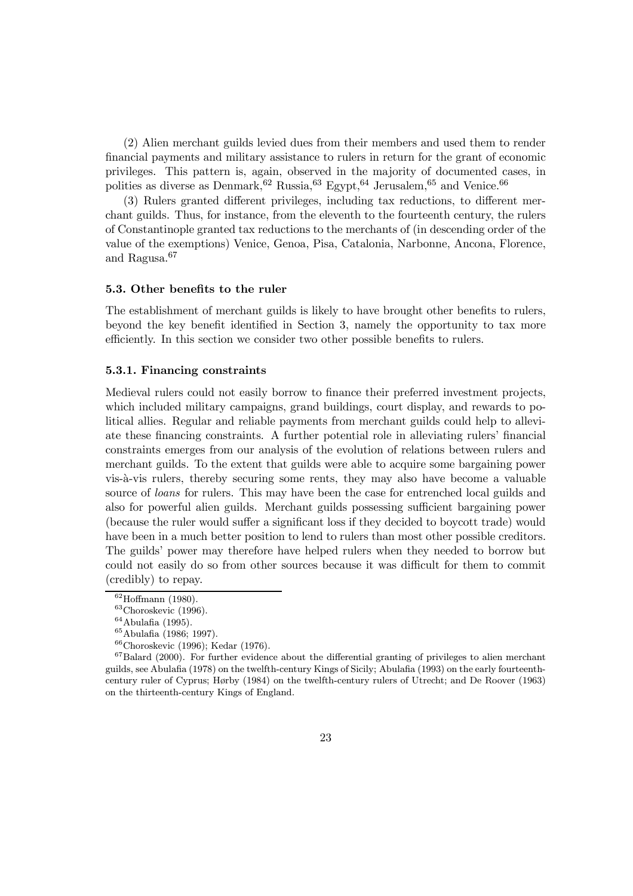(2) Alien merchant guilds levied dues from their members and used them to render financial payments and military assistance to rulers in return for the grant of economic privileges. This pattern is, again, observed in the majority of documented cases, in polities as diverse as Denmark,[62] Russia,[63] Egypt,[64] Jerusalem,[65] and Venice.[66]

(3) Rulers granted different privileges, including tax reductions, to different merchant guilds. Thus, for instance, from the eleventh to the fourteenth century, the rulers of Constantinople granted tax reductions to the merchants of (in descending order of the value of the exemptions) Venice, Genoa, Pisa, Catalonia, Narbonne, Ancona, Florence, and Ragusa.[67]

### 5.3. Other benefits to the ruler

The establishment of merchant guilds is likely to have brought other benefits to rulers, beyond the key benefit identified in Section 3, namely the opportunity to tax more efficiently. In this section we consider two other possible benefits to rulers.

#### 5.3.1. Financing constraints

Medieval rulers could not easily borrow to finance their preferred investment projects, which included military campaigns, grand buildings, court display, and rewards to political allies. Regular and reliable payments from merchant guilds could help to alleviate these financing constraints. A further potential role in alleviating rulers' financial constraints emerges from our analysis of the evolution of relations between rulers and merchant guilds. To the extent that guilds were able to acquire some bargaining power vis-à-vis rulers, thereby securing some rents, they may also have become a valuable source of *loans* for rulers. This may have been the case for entrenched local guilds and also for powerful alien guilds. Merchant guilds possessing sufficient bargaining power (because the ruler would suffer a significant loss if they decided to boycott trade) would have been in a much better position to lend to rulers than most other possible creditors. The guilds' power may therefore have helped rulers when they needed to borrow but could not easily do so from other sources because it was difficult for them to commit (credibly) to repay.

---

[62] Hoffmann (1980).

[63] Choroskevic (1996).

[64] Abulafia (1995).

[65] Abulafia (1986; 1997).

[66] Choroskevic (1996); Kedar (1976).

[67] Balard (2000). For further evidence about the differential granting of privileges to alien merchant guilds, see Abulafia (1978) on the twelfth-century Kings of Sicily; Abulafia (1993) on the early fourteenth-century ruler of Cyprus; Hørby (1984) on the twelfth-century rulers of Utrecht; and De Roover (1963) on the thirteenth-century Kings of England.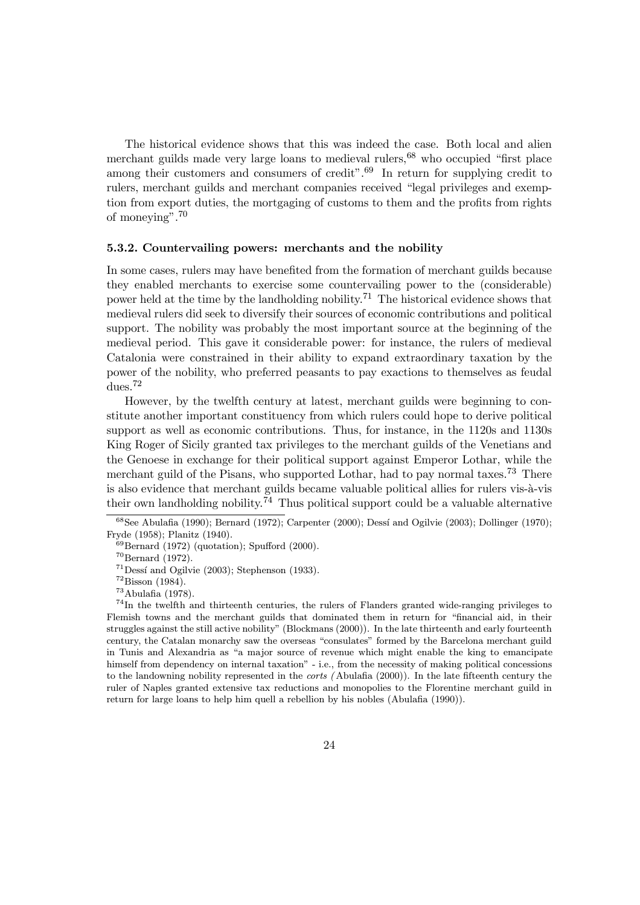The historical evidence shows that this was indeed the case. Both local and alien merchant guilds made very large loans to medieval rulers,[68] who occupied "first place among their customers and consumers of credit".[69] In return for supplying credit to rulers, merchant guilds and merchant companies received "legal privileges and exemption from export duties, the mortgaging of customs to them and the profits from rights of moneying".[70]

### 5.3.2. Countervailing powers: merchants and the nobility

In some cases, rulers may have benefited from the formation of merchant guilds because they enabled merchants to exercise some countervailing power to the (considerable) power held at the time by the landholding nobility.[71] The historical evidence shows that medieval rulers did seek to diversify their sources of economic contributions and political support. The nobility was probably the most important source at the beginning of the medieval period. This gave it considerable power: for instance, the rulers of medieval Catalonia were constrained in their ability to expand extraordinary taxation by the power of the nobility, who preferred peasants to pay exactions to themselves as feudal dues.[72]

However, by the twelfth century at latest, merchant guilds were beginning to constitute another important constituency from which rulers could hope to derive political support as well as economic contributions. Thus, for instance, in the 1120s and 1130s King Roger of Sicily granted tax privileges to the merchant guilds of the Venetians and the Genoese in exchange for their political support against Emperor Lothar, while the merchant guild of the Pisans, who supported Lothar, had to pay normal taxes.[73] There is also evidence that merchant guilds became valuable political allies for rulers vis-à-vis their own landholding nobility.[74] Thus political support could be a valuable alternative

---

[68] See Abulafia (1990); Bernard (1972); Carpenter (2000); Dessí and Ogilvie (2003); Dollinger (1970); Fryde (1958); Planitz (1940).

[69] Bernard (1972) (quotation); Spufford (2000).

[70] Bernard (1972).

[71] Dessí and Ogilvie (2003); Stephenson (1933).

[72] Bisson (1984).

[73] Abulafia (1978).

[74] In the twelfth and thirteenth centuries, the rulers of Flanders granted wide-ranging privileges to Flemish towns and the merchant guilds that dominated them in return for "financial aid, in their struggles against the still active nobility" (Blockmans (2000)). In the late thirteenth and early fourteenth century, the Catalan monarchy saw the overseas "consulates" formed by the Barcelona merchant guild in Tunis and Alexandria as "a major source of revenue which might enable the king to emancipate himself from dependency on internal taxation" - i.e., from the necessity of making political concessions to the landowning nobility represented in the *corts (* Abulafia (2000)). In the late fifteenth century the ruler of Naples granted extensive tax reductions and monopolies to the Florentine merchant guild in return for large loans to help him quell a rebellion by his nobles (Abulafia (1990)).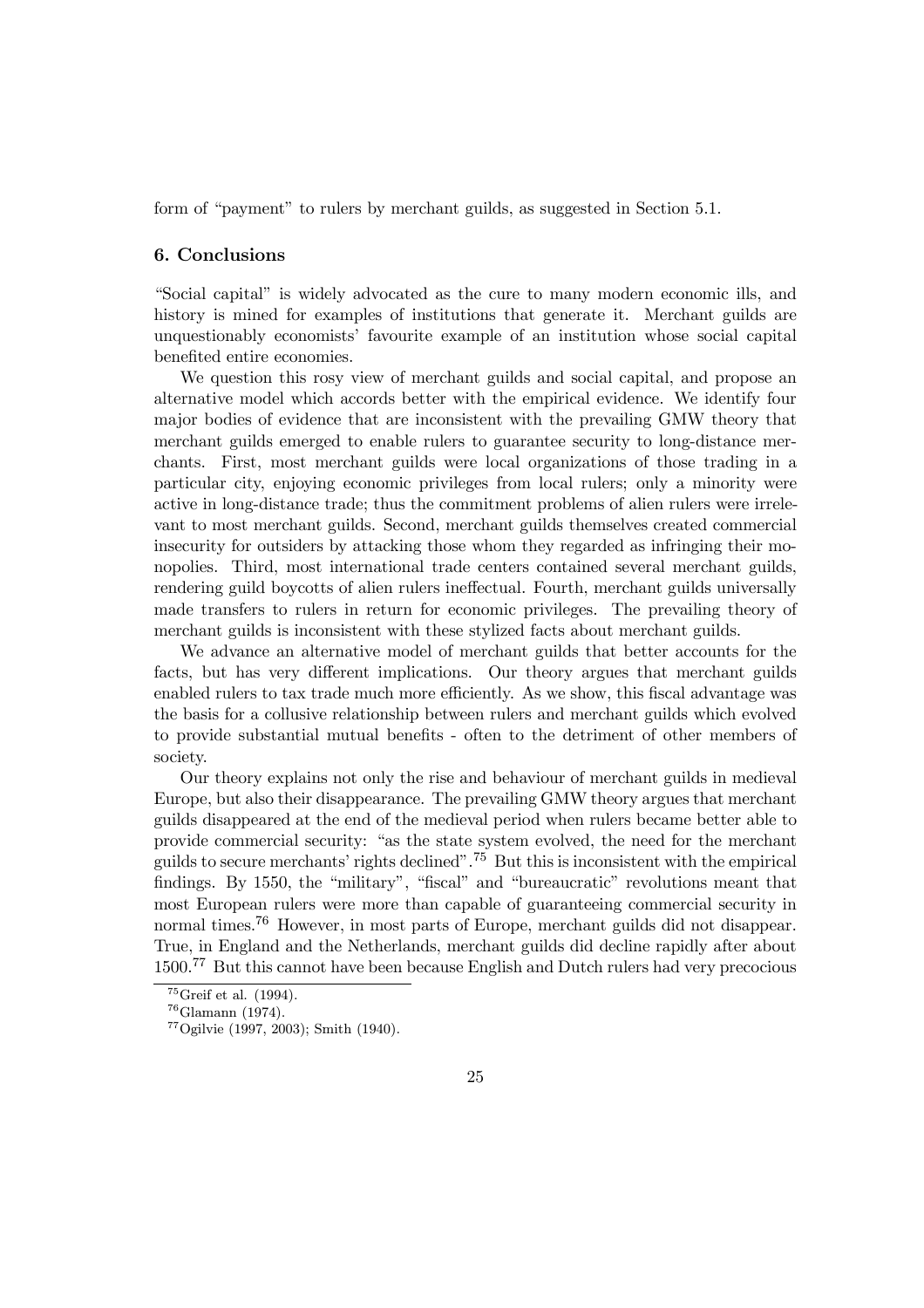form of "payment" to rulers by merchant guilds, as suggested in Section 5.1.

## 6. Conclusions

"Social capital" is widely advocated as the cure to many modern economic ills, and history is mined for examples of institutions that generate it. Merchant guilds are unquestionably economists' favourite example of an institution whose social capital benefited entire economies.

We question this rosy view of merchant guilds and social capital, and propose an alternative model which accords better with the empirical evidence. We identify four major bodies of evidence that are inconsistent with the prevailing GMW theory that merchant guilds emerged to enable rulers to guarantee security to long-distance merchants. First, most merchant guilds were local organizations of those trading in a particular city, enjoying economic privileges from local rulers; only a minority were active in long-distance trade; thus the commitment problems of alien rulers were irrelevant to most merchant guilds. Second, merchant guilds themselves created commercial insecurity for outsiders by attacking those whom they regarded as infringing their monopolies. Third, most international trade centers contained several merchant guilds, rendering guild boycotts of alien rulers ineffectual. Fourth, merchant guilds universally made transfers to rulers in return for economic privileges. The prevailing theory of merchant guilds is inconsistent with these stylized facts about merchant guilds.

We advance an alternative model of merchant guilds that better accounts for the facts, but has very different implications. Our theory argues that merchant guilds enabled rulers to tax trade much more efficiently. As we show, this fiscal advantage was the basis for a collusive relationship between rulers and merchant guilds which evolved to provide substantial mutual benefits - often to the detriment of other members of society.

Our theory explains not only the rise and behaviour of merchant guilds in medieval Europe, but also their disappearance. The prevailing GMW theory argues that merchant guilds disappeared at the end of the medieval period when rulers became better able to provide commercial security: "as the state system evolved, the need for the merchant guilds to secure merchants' rights declined".[75] But this is inconsistent with the empirical findings. By 1550, the "military", "fiscal" and "bureaucratic" revolutions meant that most European rulers were more than capable of guaranteeing commercial security in normal times.[76] However, in most parts of Europe, merchant guilds did not disappear. True, in England and the Netherlands, merchant guilds did decline rapidly after about 1500.[77] But this cannot have been because English and Dutch rulers had very precocious

[75] Greif et al. (1994).

[76] Glamann (1974).

[77] Ogilvie (1997, 2003); Smith (1940).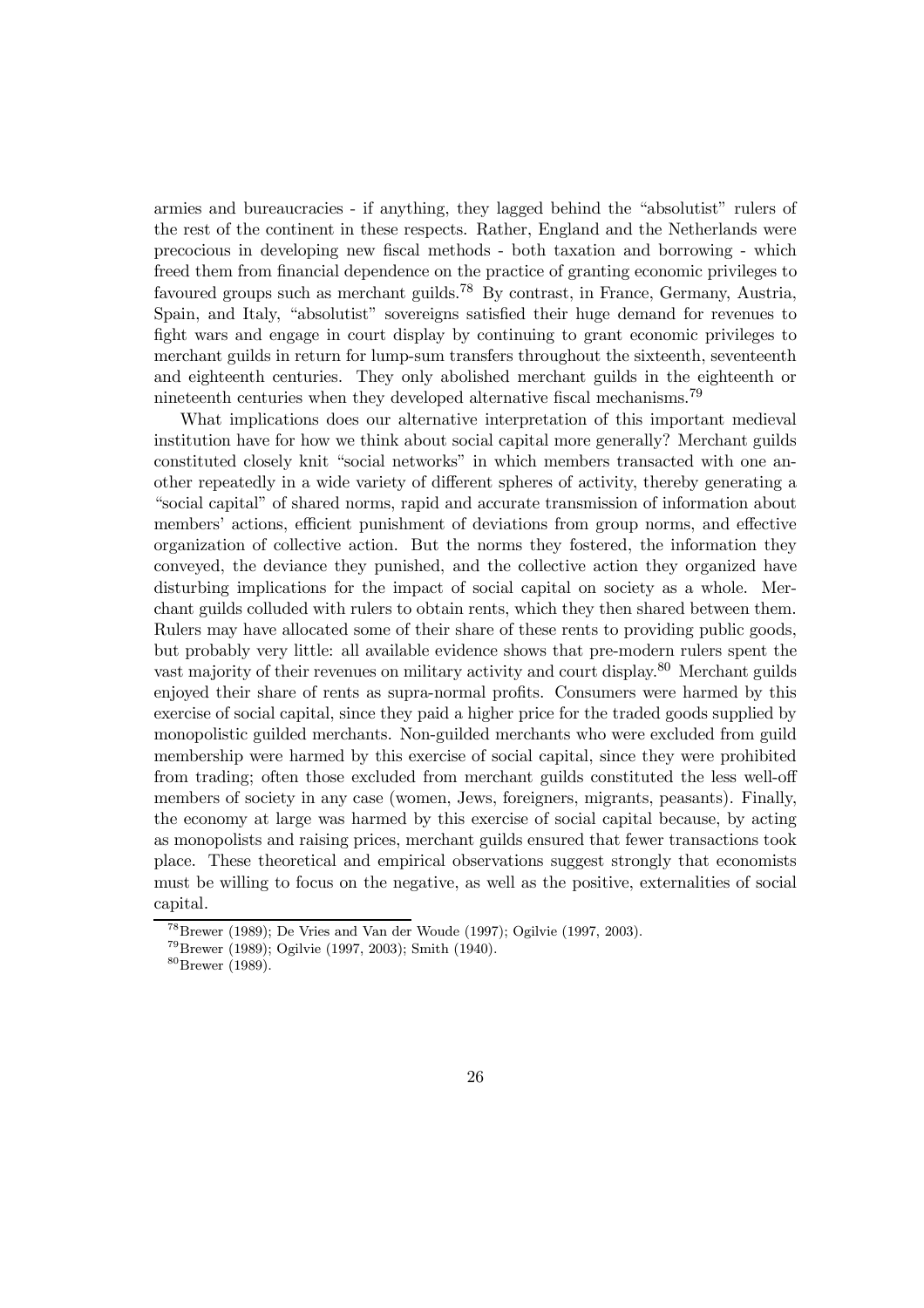armies and bureaucracies - if anything, they lagged behind the "absolutist" rulers of the rest of the continent in these respects. Rather, England and the Netherlands were precocious in developing new fiscal methods - both taxation and borrowing - which freed them from financial dependence on the practice of granting economic privileges to favoured groups such as merchant guilds.[78] By contrast, in France, Germany, Austria, Spain, and Italy, "absolutist" sovereigns satisfied their huge demand for revenues to fight wars and engage in court display by continuing to grant economic privileges to merchant guilds in return for lump-sum transfers throughout the sixteenth, seventeenth and eighteenth centuries. They only abolished merchant guilds in the eighteenth or nineteenth centuries when they developed alternative fiscal mechanisms.[79]

What implications does our alternative interpretation of this important medieval institution have for how we think about social capital more generally? Merchant guilds constituted closely knit "social networks" in which members transacted with one another repeatedly in a wide variety of different spheres of activity, thereby generating a "social capital" of shared norms, rapid and accurate transmission of information about members' actions, efficient punishment of deviations from group norms, and effective organization of collective action. But the norms they fostered, the information they conveyed, the deviance they punished, and the collective action they organized have disturbing implications for the impact of social capital on society as a whole. Merchant guilds colluded with rulers to obtain rents, which they then shared between them. Rulers may have allocated some of their share of these rents to providing public goods, but probably very little: all available evidence shows that pre-modern rulers spent the vast majority of their revenues on military activity and court display.[80] Merchant guilds enjoyed their share of rents as supra-normal profits. Consumers were harmed by this exercise of social capital, since they paid a higher price for the traded goods supplied by monopolistic guilded merchants. Non-guilded merchants who were excluded from guild membership were harmed by this exercise of social capital, since they were prohibited from trading; often those excluded from merchant guilds constituted the less well-off members of society in any case (women, Jews, foreigners, migrants, peasants). Finally, the economy at large was harmed by this exercise of social capital because, by acting as monopolists and raising prices, merchant guilds ensured that fewer transactions took place. These theoretical and empirical observations suggest strongly that economists must be willing to focus on the negative, as well as the positive, externalities of social capital.

[78] Brewer (1989); De Vries and Van der Woude (1997); Ogilvie (1997, 2003).

[79] Brewer (1989); Ogilvie (1997, 2003); Smith (1940).

[80] Brewer (1989).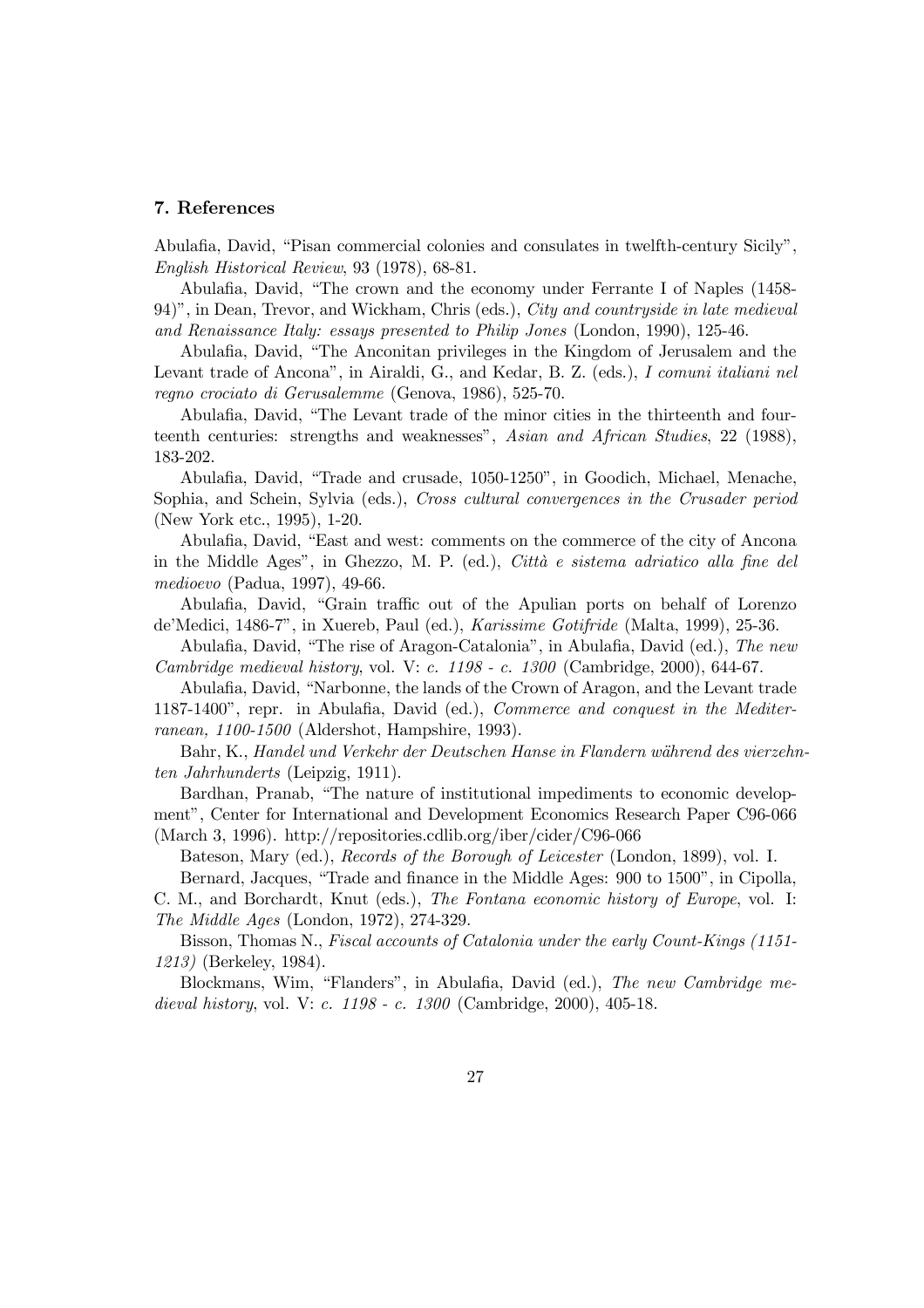## 7. References

Abulafia, David, "Pisan commercial colonies and consulates in twelfth-century Sicily", *English Historical Review*, 93 (1978), 68-81.

Abulafia, David, "The crown and the economy under Ferrante I of Naples (1458-94)", in Dean, Trevor, and Wickham, Chris (eds.), *City and countryside in late medieval and Renaissance Italy: essays presented to Philip Jones* (London, 1990), 125-46.

Abulafia, David, "The Anconitan privileges in the Kingdom of Jerusalem and the Levant trade of Ancona", in Airaldi, G., and Kedar, B. Z. (eds.), *I comuni italiani nel regno crociato di Gerusalemme* (Genova, 1986), 525-70.

Abulafia, David, "The Levant trade of the minor cities in the thirteenth and fourteenth centuries: strengths and weaknesses", *Asian and African Studies*, 22 (1988), 183-202.

Abulafia, David, "Trade and crusade, 1050-1250", in Goodich, Michael, Menache, Sophia, and Schein, Sylvia (eds.), *Cross cultural convergences in the Crusader period* (New York etc., 1995), 1-20.

Abulafia, David, "East and west: comments on the commerce of the city of Ancona in the Middle Ages", in Ghezzo, M. P. (ed.), *Città e sistema adriatico alla fine del medioevo* (Padua, 1997), 49-66.

Abulafia, David, "Grain traffic out of the Apulian ports on behalf of Lorenzo de'Medici, 1486-7", in Xuereb, Paul (ed.), *Karissime Gotifride* (Malta, 1999), 25-36.

Abulafia, David, "The rise of Aragon-Catalonia", in Abulafia, David (ed.), *The new Cambridge medieval history*, vol. V: *c. 1198 - c. 1300* (Cambridge, 2000), 644-67.

Abulafia, David, "Narbonne, the lands of the Crown of Aragon, and the Levant trade 1187-1400", repr. in Abulafia, David (ed.), *Commerce and conquest in the Mediterranean, 1100-1500* (Aldershot, Hampshire, 1993).

Bahr, K., *Handel und Verkehr der Deutschen Hanse in Flandern während des vierzehnten Jahrhunderts* (Leipzig, 1911).

Bardhan, Pranab, "The nature of institutional impediments to economic development", Center for International and Development Economics Research Paper C96-066 (March 3, 1996). http://repositories.cdlib.org/iber/cider/C96-066

Bateson, Mary (ed.), *Records of the Borough of Leicester* (London, 1899), vol. I.

Bernard, Jacques, "Trade and finance in the Middle Ages: 900 to 1500", in Cipolla, C. M., and Borchardt, Knut (eds.), *The Fontana economic history of Europe*, vol. I: *The Middle Ages* (London, 1972), 274-329.

Bisson, Thomas N., *Fiscal accounts of Catalonia under the early Count-Kings (1151-1213)* (Berkeley, 1984).

Blockmans, Wim, "Flanders", in Abulafia, David (ed.), *The new Cambridge medieval history*, vol. V: *c. 1198 - c. 1300* (Cambridge, 2000), 405-18.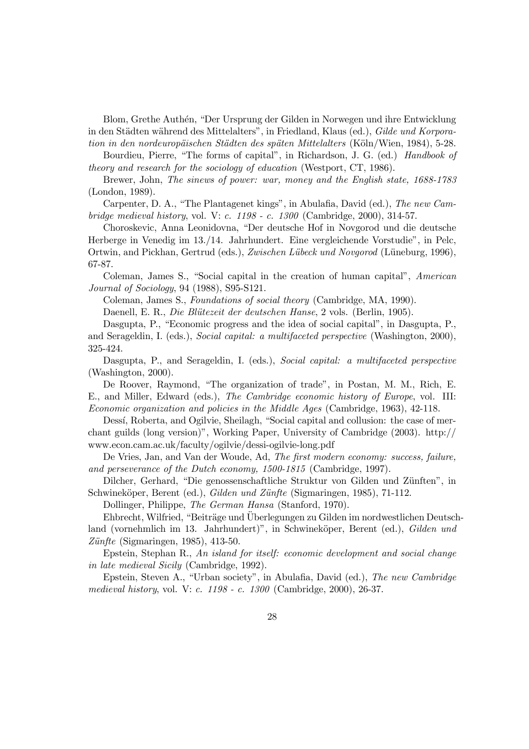Blom, Grethe Authén, "Der Ursprung der Gilden in Norwegen und ihre Entwicklung in den Städten während des Mittelalters", in Friedland, Klaus (ed.), *Gilde und Korporation in den nordeuropäischen Städten des späten Mittelalters* (Köln/Wien, 1984), 5-28.

Bourdieu, Pierre, "The forms of capital", in Richardson, J. G. (ed.) *Handbook of theory and research for the sociology of education* (Westport, CT, 1986).

Brewer, John, *The sinews of power: war, money and the English state, 1688-1783* (London, 1989).

Carpenter, D. A., "The Plantagenet kings", in Abulafia, David (ed.), *The new Cambridge medieval history*, vol. V: *c. 1198 - c. 1300* (Cambridge, 2000), 314-57.

Choroskevic, Anna Leonidovna, "Der deutsche Hof in Novgorod und die deutsche Herberge in Venedig im 13./14. Jahrhundert. Eine vergleichende Vorstudie", in Pelc, Ortwin, and Pickhan, Gertrud (eds.), *Zwischen Lübeck und Novgorod* (Lüneburg, 1996), 67-87.

Coleman, James S., "Social capital in the creation of human capital", *American Journal of Sociology*, 94 (1988), S95-S121.

Coleman, James S., *Foundations of social theory* (Cambridge, MA, 1990).

Daenell, E. R., *Die Blütezeit der deutschen Hanse*, 2 vols. (Berlin, 1905).

Dasgupta, P., "Economic progress and the idea of social capital", in Dasgupta, P., and Serageldin, I. (eds.), *Social capital: a multifaceted perspective* (Washington, 2000), 325-424.

Dasgupta, P., and Serageldin, I. (eds.), *Social capital: a multifaceted perspective* (Washington, 2000).

De Roover, Raymond, "The organization of trade", in Postan, M. M., Rich, E. E., and Miller, Edward (eds.), *The Cambridge economic history of Europe*, vol. III: *Economic organization and policies in the Middle Ages* (Cambridge, 1963), 42-118.

Dessí, Roberta, and Ogilvie, Sheilagh, "Social capital and collusion: the case of merchant guilds (long version)", Working Paper, University of Cambridge (2003). http://www.econ.cam.ac.uk/faculty/ogilvie/dessi-ogilvie-long.pdf

De Vries, Jan, and Van der Woude, Ad, *The first modern economy: success, failure, and perseverance of the Dutch economy, 1500-1815* (Cambridge, 1997).

Dilcher, Gerhard, "Die genossenschaftliche Struktur von Gilden und Zünften", in Schwineköper, Berent (ed.), *Gilden und Zünfte* (Sigmaringen, 1985), 71-112.

Dollinger, Philippe, *The German Hansa* (Stanford, 1970).

Ehbrecht, Wilfried, "Beiträge und Überlegungen zu Gilden im nordwestlichen Deutschland (vornehmlich im 13. Jahrhundert)", in Schwineköper, Berent (ed.), *Gilden und Zünfte* (Sigmaringen, 1985), 413-50.

Epstein, Stephan R., *An island for itself: economic development and social change in late medieval Sicily* (Cambridge, 1992).

Epstein, Steven A., "Urban society", in Abulafia, David (ed.), *The new Cambridge medieval history*, vol. V: *c. 1198 - c. 1300* (Cambridge, 2000), 26-37.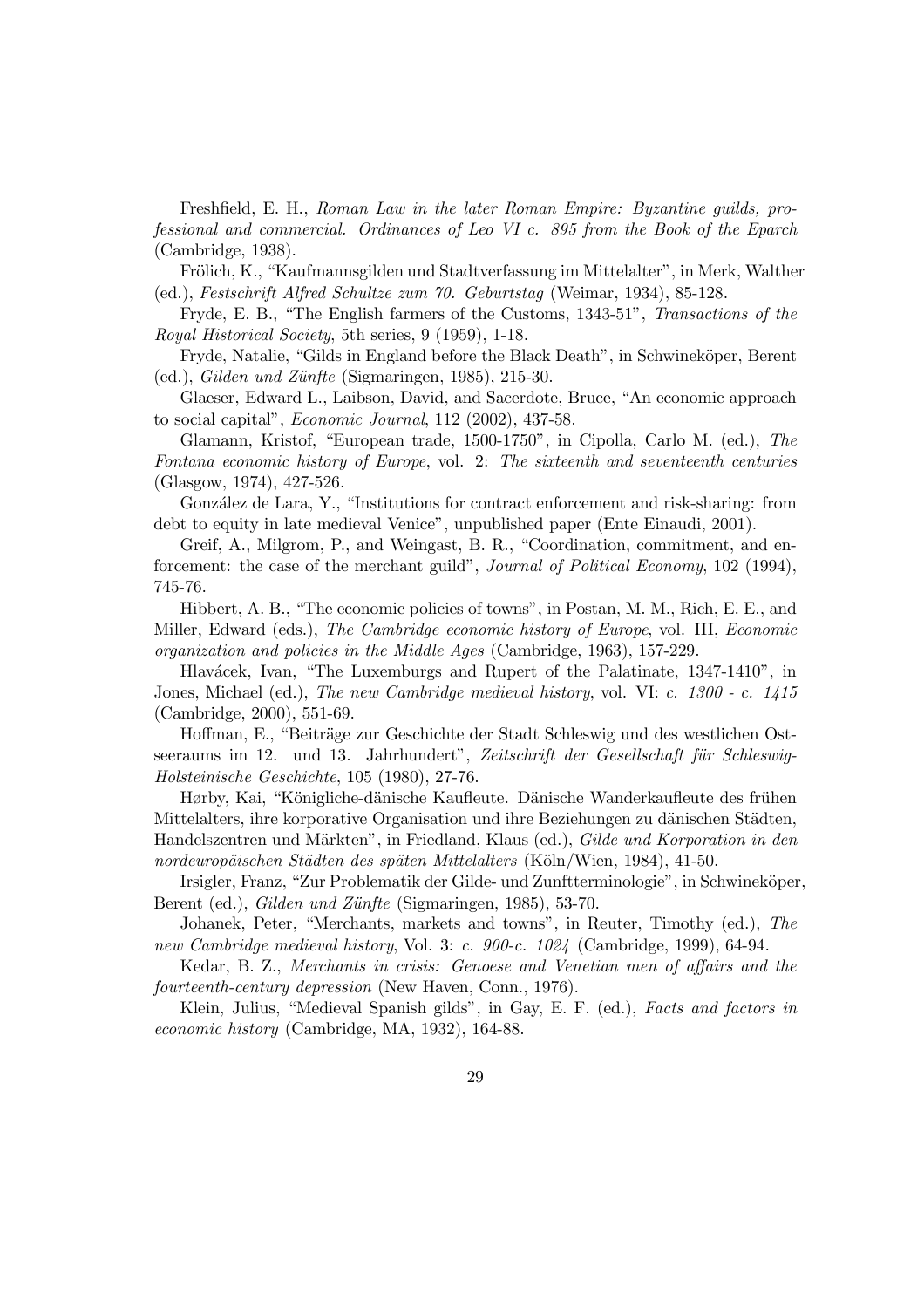Freshfield, E. H., *Roman Law in the later Roman Empire: Byzantine guilds, professional and commercial. Ordinances of Leo VI c. 895 from the Book of the Eparch* (Cambridge, 1938).

Frölich, K., "Kaufmannsgilden und Stadtverfassung im Mittelalter", in Merk, Walther (ed.), *Festschrift Alfred Schultze zum 70. Geburtstag* (Weimar, 1934), 85-128.

Fryde, E. B., "The English farmers of the Customs, 1343-51", *Transactions of the Royal Historical Society*, 5th series, 9 (1959), 1-18.

Fryde, Natalie, "Gilds in England before the Black Death", in Schwineköper, Berent (ed.), *Gilden und Zünfte* (Sigmaringen, 1985), 215-30.

Glaeser, Edward L., Laibson, David, and Sacerdote, Bruce, "An economic approach to social capital", *Economic Journal*, 112 (2002), 437-58.

Glamann, Kristof, "European trade, 1500-1750", in Cipolla, Carlo M. (ed.), *The Fontana economic history of Europe*, vol. 2: *The sixteenth and seventeenth centuries* (Glasgow, 1974), 427-526.

González de Lara, Y., "Institutions for contract enforcement and risk-sharing: from debt to equity in late medieval Venice", unpublished paper (Ente Einaudi, 2001).

Greif, A., Milgrom, P., and Weingast, B. R., "Coordination, commitment, and enforcement: the case of the merchant guild", *Journal of Political Economy*, 102 (1994), 745-76.

Hibbert, A. B., "The economic policies of towns", in Postan, M. M., Rich, E. E., and Miller, Edward (eds.), *The Cambridge economic history of Europe*, vol. III, *Economic organization and policies in the Middle Ages* (Cambridge, 1963), 157-229.

Hlavácek, Ivan, "The Luxemburgs and Rupert of the Palatinate, 1347-1410", in Jones, Michael (ed.), *The new Cambridge medieval history*, vol. VI: *c. 1300 - c. 1415* (Cambridge, 2000), 551-69.

Hoffman, E., "Beiträge zur Geschichte der Stadt Schleswig und des westlichen Ostseeraums im 12. und 13. Jahrhundert", *Zeitschrift der Gesellschaft für Schleswig-Holsteinische Geschichte*, 105 (1980), 27-76.

Hørby, Kai, "Königliche-dänische Kaufleute. Dänische Wanderkaufleute des frühen Mittelalters, ihre korporative Organisation und ihre Beziehungen zu dänischen Städten, Handelszentren und Märkten", in Friedland, Klaus (ed.), *Gilde und Korporation in den nordeuropäischen Städten des späten Mittelalters* (Köln/Wien, 1984), 41-50.

Irsigler, Franz, "Zur Problematik der Gilde- und Zunftterminologie", in Schwineköper, Berent (ed.), *Gilden und Zünfte* (Sigmaringen, 1985), 53-70.

Johanek, Peter, "Merchants, markets and towns", in Reuter, Timothy (ed.), *The new Cambridge medieval history*, Vol. 3: *c. 900-c. 1024* (Cambridge, 1999), 64-94.

Kedar, B. Z., *Merchants in crisis: Genoese and Venetian men of affairs and the fourteenth-century depression* (New Haven, Conn., 1976).

Klein, Julius, "Medieval Spanish gilds", in Gay, E. F. (ed.), *Facts and factors in economic history* (Cambridge, MA, 1932), 164-88.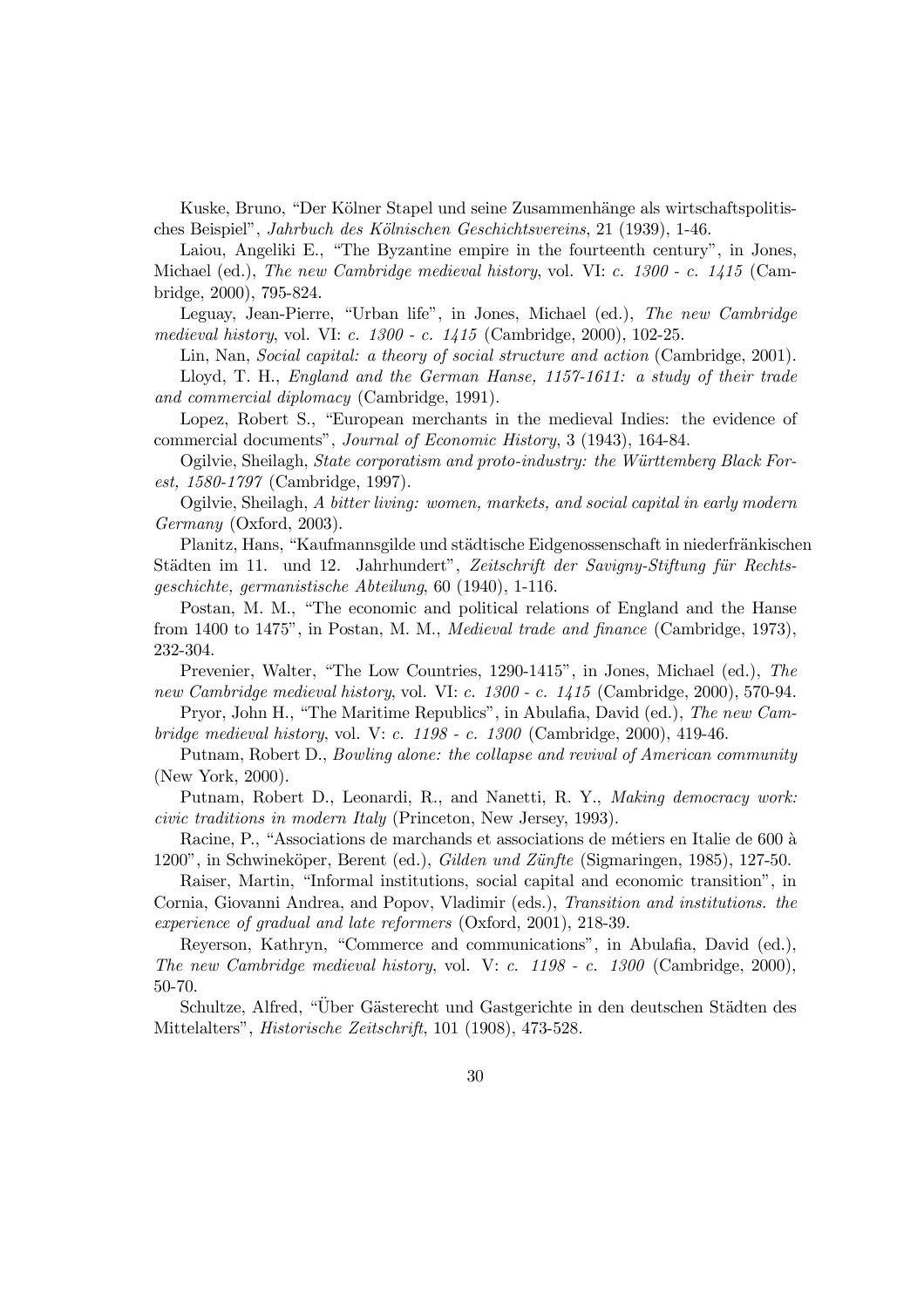Kuske, Bruno, "Der Kölner Stapel und seine Zusammenhänge als wirtschaftspolitisches Beispiel", *Jahrbuch des Kölnischen Geschichtsvereins*, 21 (1939), 1-46.

Laiou, Angeliki E., "The Byzantine empire in the fourteenth century", in Jones, Michael (ed.), *The new Cambridge medieval history*, vol. VI: *c. 1300 - c. 1415* (Cambridge, 2000), 795-824.

Leguay, Jean-Pierre, "Urban life", in Jones, Michael (ed.), *The new Cambridge medieval history*, vol. VI: *c. 1300 - c. 1415* (Cambridge, 2000), 102-25.

Lin, Nan, *Social capital: a theory of social structure and action* (Cambridge, 2001).

Lloyd, T. H., *England and the German Hanse, 1157-1611: a study of their trade and commercial diplomacy* (Cambridge, 1991).

Lopez, Robert S., "European merchants in the medieval Indies: the evidence of commercial documents", *Journal of Economic History*, 3 (1943), 164-84.

Ogilvie, Sheilagh, *State corporatism and proto-industry: the Württemberg Black Forest, 1580-1797* (Cambridge, 1997).

Ogilvie, Sheilagh, *A bitter living: women, markets, and social capital in early modern Germany* (Oxford, 2003).

Planitz, Hans, "Kaufmannsgilde und städtische Eidgenossenschaft in niederfränkischen Städten im 11. und 12. Jahrhundert", *Zeitschrift der Savigny-Stiftung für Rechtsgeschichte, germanistische Abteilung*, 60 (1940), 1-116.

Postan, M. M., "The economic and political relations of England and the Hanse from 1400 to 1475", in Postan, M. M., *Medieval trade and finance* (Cambridge, 1973), 232-304.

Prevenier, Walter, "The Low Countries, 1290-1415", in Jones, Michael (ed.), *The new Cambridge medieval history*, vol. VI: *c. 1300 - c. 1415* (Cambridge, 2000), 570-94.

Pryor, John H., "The Maritime Republics", in Abulafia, David (ed.), *The new Cambridge medieval history*, vol. V: *c. 1198 - c. 1300* (Cambridge, 2000), 419-46.

Putnam, Robert D., *Bowling alone: the collapse and revival of American community* (New York, 2000).

Putnam, Robert D., Leonardi, R., and Nanetti, R. Y., *Making democracy work: civic traditions in modern Italy* (Princeton, New Jersey, 1993).

Racine, P., "Associations de marchands et associations de métiers en Italie de 600 à 1200", in Schwineköper, Berent (ed.), *Gilden und Zünfte* (Sigmaringen, 1985), 127-50.

Raiser, Martin, "Informal institutions, social capital and economic transition", in Cornia, Giovanni Andrea, and Popov, Vladimir (eds.), *Transition and institutions. the experience of gradual and late reformers* (Oxford, 2001), 218-39.

Reyerson, Kathryn, "Commerce and communications", in Abulafia, David (ed.), *The new Cambridge medieval history*, vol. V: *c. 1198 - c. 1300* (Cambridge, 2000), 50-70.

Schultze, Alfred, "Über Gästerecht und Gastgerichte in den deutschen Städten des Mittelalters", *Historische Zeitschrift*, 101 (1908), 473-528.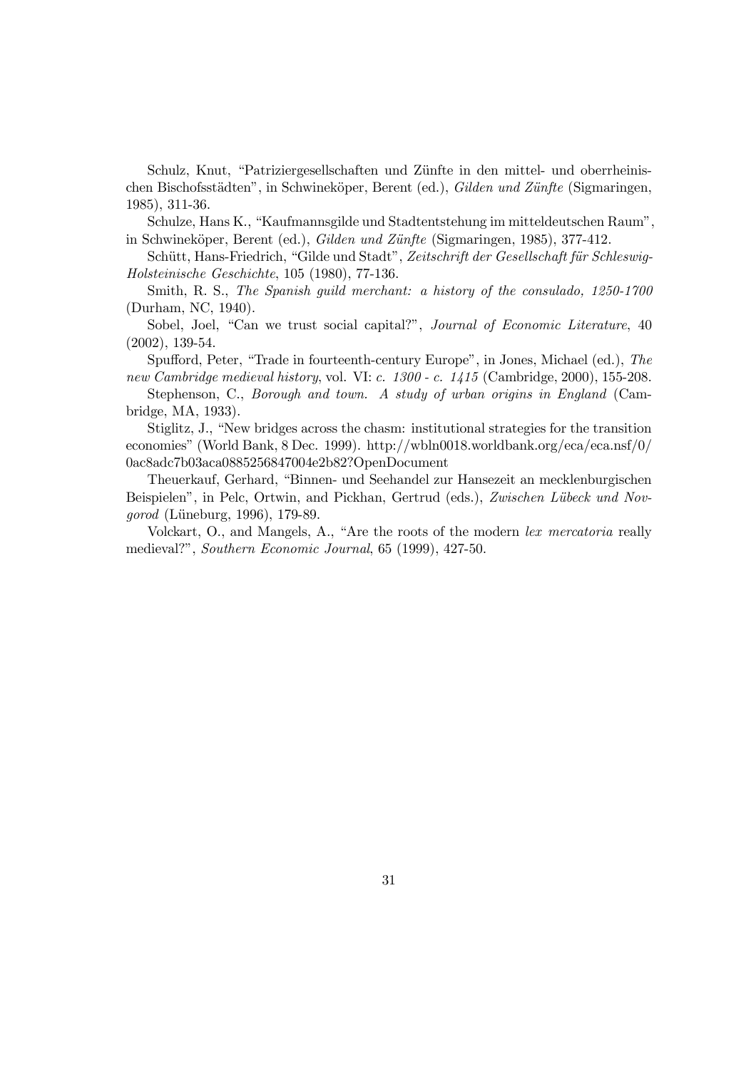Schulz, Knut, "Patriziergesellschaften und Zünfte in den mittel- und oberrheinischen Bischofsstädten", in Schwineköper, Berent (ed.), *Gilden und Zünfte* (Sigmaringen, 1985), 311-36.

Schulze, Hans K., "Kaufmannsgilde und Stadtentstehung im mitteldeutschen Raum", in Schwineköper, Berent (ed.), *Gilden und Zünfte* (Sigmaringen, 1985), 377-412.

Schütt, Hans-Friedrich, "Gilde und Stadt", *Zeitschrift der Gesellschaft für Schleswig-Holsteinische Geschichte*, 105 (1980), 77-136.

Smith, R. S., *The Spanish guild merchant: a history of the consulado, 1250-1700* (Durham, NC, 1940).

Sobel, Joel, "Can we trust social capital?", *Journal of Economic Literature*, 40 (2002), 139-54.

Spufford, Peter, "Trade in fourteenth-century Europe", in Jones, Michael (ed.), *The new Cambridge medieval history*, vol. VI: *c. 1300 - c. 1415* (Cambridge, 2000), 155-208.

Stephenson, C., *Borough and town. A study of urban origins in England* (Cambridge, MA, 1933).

Stiglitz, J., "New bridges across the chasm: institutional strategies for the transition economies" (World Bank, 8 Dec. 1999). http://wbln0018.worldbank.org/eca/eca.nsf/0/0ac8adc7b03aca0885256847004e2b82?OpenDocument

Theuerkauf, Gerhard, "Binnen- und Seehandel zur Hansezeit an mecklenburgischen Beispielen", in Pelc, Ortwin, and Pickhan, Gertrud (eds.), *Zwischen Lübeck und Novgorod* (Lüneburg, 1996), 179-89.

Volckart, O., and Mangels, A., "Are the roots of the modern *lex mercatoria* really medieval?", *Southern Economic Journal*, 65 (1999), 427-50.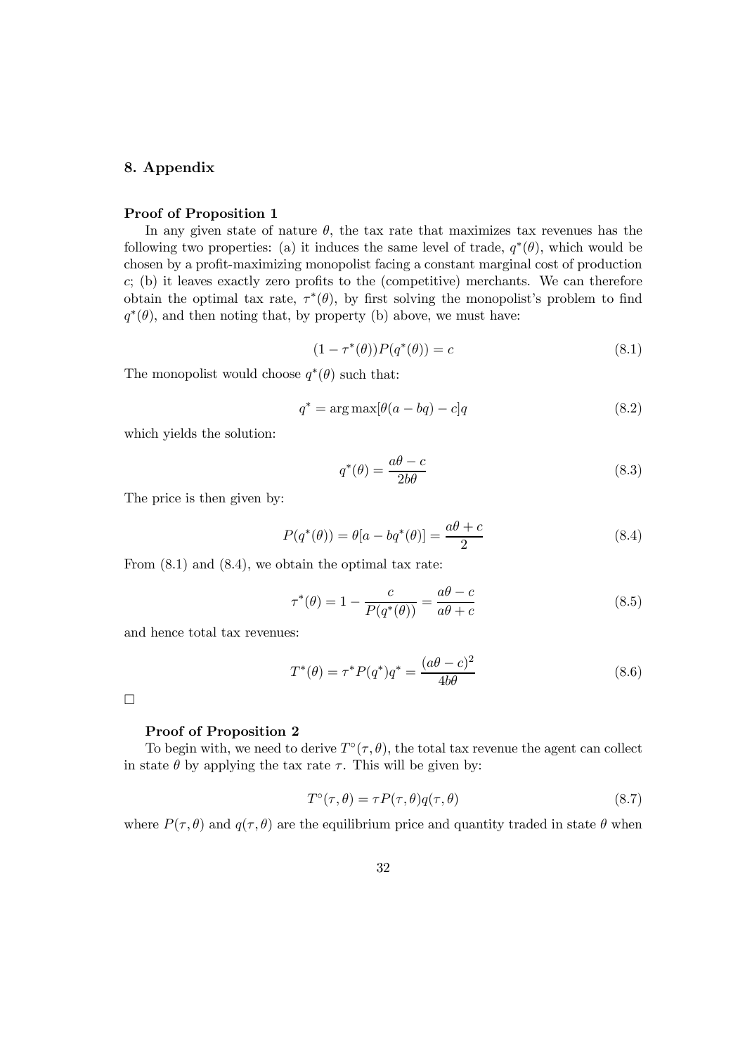## 8. Appendix

**Proof of Proposition 1**

In any given state of nature $\theta$, the tax rate that maximizes tax revenues has the following two properties: (a) it induces the same level of trade, $q^*(\theta)$, which would be chosen by a profit-maximizing monopolist facing a constant marginal cost of production $c$; (b) it leaves exactly zero profits to the (competitive) merchants. We can therefore obtain the optimal tax rate, $\tau^*(\theta)$, by first solving the monopolist's problem to find $q^*(\theta)$, and then noting that, by property (b) above, we must have:

$$(1 - \tau^*(\theta))P(q^*(\theta)) = c \tag{8.1}$$

The monopolist would choose $q^*(\theta)$ such that:

$$q^* = \arg\max[\theta(a - bq) - c]q \tag{8.2}$$

which yields the solution:

$$q^*(\theta) = \frac{a\theta - c}{2b\theta} \tag{8.3}$$

The price is then given by:

$$P(q^*(\theta)) = \theta[a - bq^*(\theta)] = \frac{a\theta + c}{2} \tag{8.4}$$

From (8.1) and (8.4), we obtain the optimal tax rate:

$$\tau^*(\theta) = 1 - \frac{c}{P(q^*(\theta))} = \frac{a\theta - c}{a\theta + c} \tag{8.5}$$

and hence total tax revenues:

$$T^*(\theta) = \tau^* P(q^*)q^* = \frac{(a\theta - c)^2}{4b\theta} \tag{8.6}$$

□

**Proof of Proposition 2**

To begin with, we need to derive $T^\circ(\tau, \theta)$, the total tax revenue the agent can collect in state $\theta$ by applying the tax rate $\tau$. This will be given by:

$$T^\circ(\tau, \theta) = \tau P(\tau, \theta)q(\tau, \theta) \tag{8.7}$$

where $P(\tau, \theta)$ and $q(\tau, \theta)$ are the equilibrium price and quantity traded in state $\theta$ when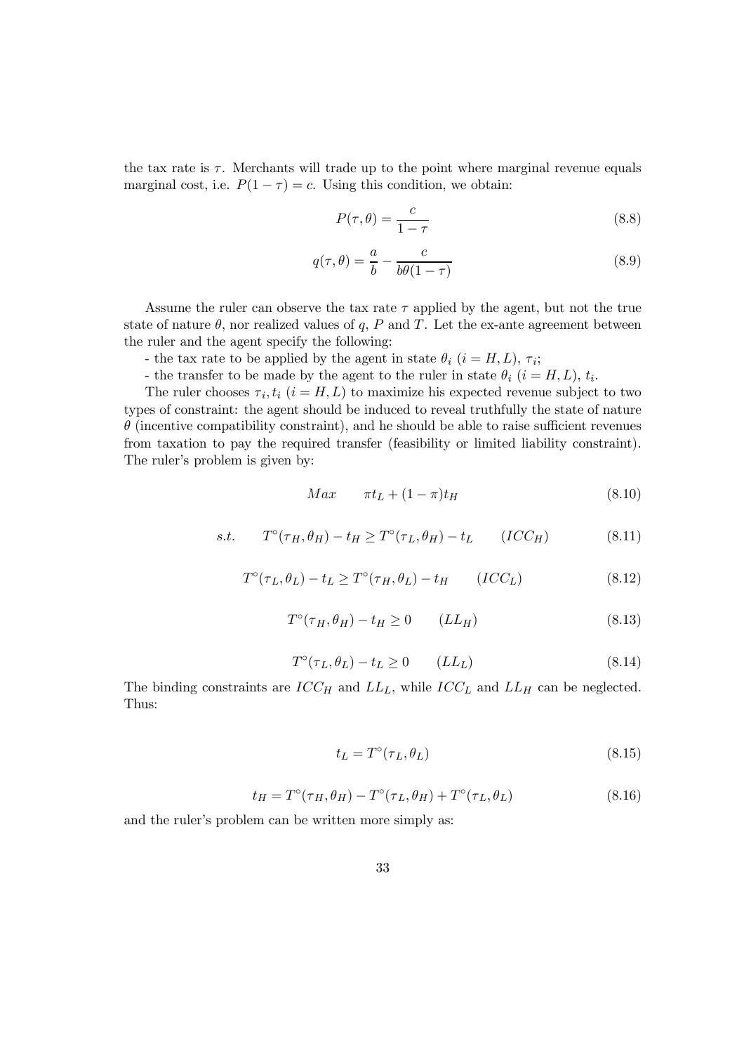the tax rate is $\tau$. Merchants will trade up to the point where marginal revenue equals marginal cost, i.e. $P(1-\tau) = c$. Using this condition, we obtain:

$$P(\tau, \theta) = \frac{c}{1-\tau} \tag{8.8}$$

$$q(\tau, \theta) = \frac{a}{b} - \frac{c}{b\theta(1-\tau)} \tag{8.9}$$

Assume the ruler can observe the tax rate $\tau$ applied by the agent, but not the true state of nature $\theta$, nor realized values of $q$, $P$ and $T$. Let the ex-ante agreement between the ruler and the agent specify the following:

- the tax rate to be applied by the agent in state $\theta_i$ $(i = H, L)$, $\tau_i$;

- the transfer to be made by the agent to the ruler in state $\theta_i$ $(i = H, L)$, $t_i$.

The ruler chooses $\tau_i, t_i$ $(i = H, L)$ to maximize his expected revenue subject to two types of constraint: the agent should be induced to reveal truthfully the state of nature $\theta$ (incentive compatibility constraint), and he should be able to raise sufficient revenues from taxation to pay the required transfer (feasibility or limited liability constraint). The ruler's problem is given by:

$$Max \qquad \pi t_L + (1-\pi) t_H \tag{8.10}$$

$$s.t. \qquad T^{\circ}(\tau_H, \theta_H) - t_H \geq T^{\circ}(\tau_L, \theta_H) - t_L \qquad (ICC_H) \tag{8.11}$$

$$T^{\circ}(\tau_L, \theta_L) - t_L \geq T^{\circ}(\tau_H, \theta_L) - t_H \qquad (ICC_L) \tag{8.12}$$

$$T^{\circ}(\tau_H, \theta_H) - t_H \geq 0 \qquad (LL_H) \tag{8.13}$$

$$T^{\circ}(\tau_L, \theta_L) - t_L \geq 0 \qquad (LL_L) \tag{8.14}$$

The binding constraints are $ICC_H$ and $LL_L$, while $ICC_L$ and $LL_H$ can be neglected. Thus:

$$t_L = T^{\circ}(\tau_L, \theta_L) \tag{8.15}$$

$$t_H = T^{\circ}(\tau_H, \theta_H) - T^{\circ}(\tau_L, \theta_H) + T^{\circ}(\tau_L, \theta_L) \tag{8.16}$$

and the ruler's problem can be written more simply as: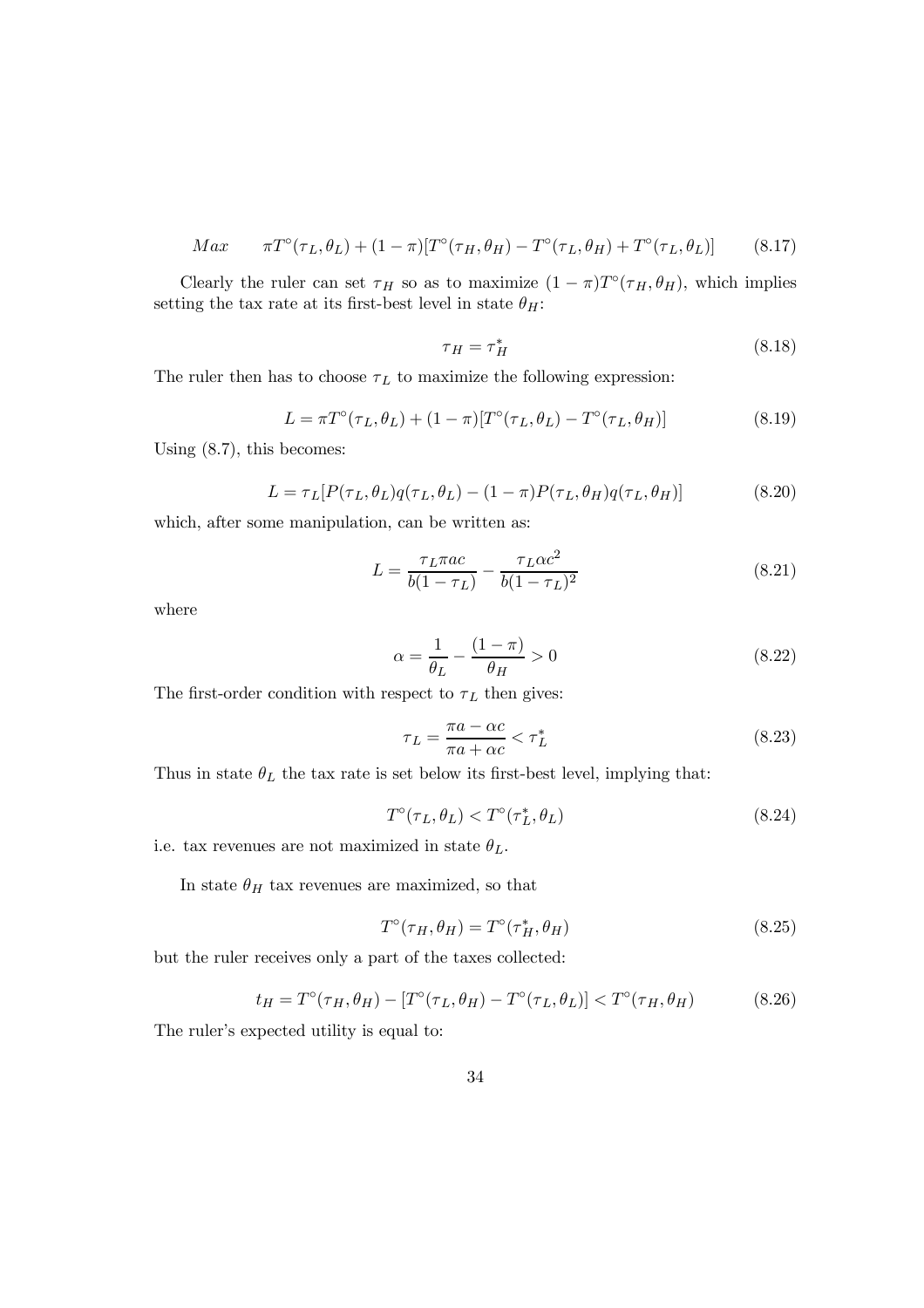$$Max \qquad \pi T^{\circ}(\tau_L, \theta_L) + (1-\pi)[T^{\circ}(\tau_H, \theta_H) - T^{\circ}(\tau_L, \theta_H) + T^{\circ}(\tau_L, \theta_L)] \tag{8.17}$$

Clearly the ruler can set $\tau_H$ so as to maximize $(1-\pi)T^{\circ}(\tau_H, \theta_H)$, which implies setting the tax rate at its first-best level in state $\theta_H$:

$$\tau_H = \tau_H^* \tag{8.18}$$

The ruler then has to choose $\tau_L$ to maximize the following expression:

$$L = \pi T^{\circ}(\tau_L, \theta_L) + (1-\pi)[T^{\circ}(\tau_L, \theta_L) - T^{\circ}(\tau_L, \theta_H)] \tag{8.19}$$

Using (8.7), this becomes:

$$L = \tau_L[P(\tau_L, \theta_L)q(\tau_L, \theta_L) - (1-\pi)P(\tau_L, \theta_H)q(\tau_L, \theta_H)] \tag{8.20}$$

which, after some manipulation, can be written as:

$$L = \frac{\tau_L \pi a c}{b(1-\tau_L)} - \frac{\tau_L \alpha c^2}{b(1-\tau_L)^2} \tag{8.21}$$

where

$$\alpha = \frac{1}{\theta_L} - \frac{(1-\pi)}{\theta_H} > 0 \tag{8.22}$$

The first-order condition with respect to $\tau_L$ then gives:

$$\tau_L = \frac{\pi a - \alpha c}{\pi a + \alpha c} < \tau_L^* \tag{8.23}$$

Thus in state $\theta_L$ the tax rate is set below its first-best level, implying that:

$$T^{\circ}(\tau_L, \theta_L) < T^{\circ}(\tau_L^*, \theta_L) \tag{8.24}$$

i.e. tax revenues are not maximized in state $\theta_L$.

In state $\theta_H$ tax revenues are maximized, so that

$$T^{\circ}(\tau_H, \theta_H) = T^{\circ}(\tau_H^*, \theta_H) \tag{8.25}$$

but the ruler receives only a part of the taxes collected:

$$t_H = T^{\circ}(\tau_H, \theta_H) - [T^{\circ}(\tau_L, \theta_H) - T^{\circ}(\tau_L, \theta_L)] < T^{\circ}(\tau_H, \theta_H) \tag{8.26}$$

The ruler's expected utility is equal to: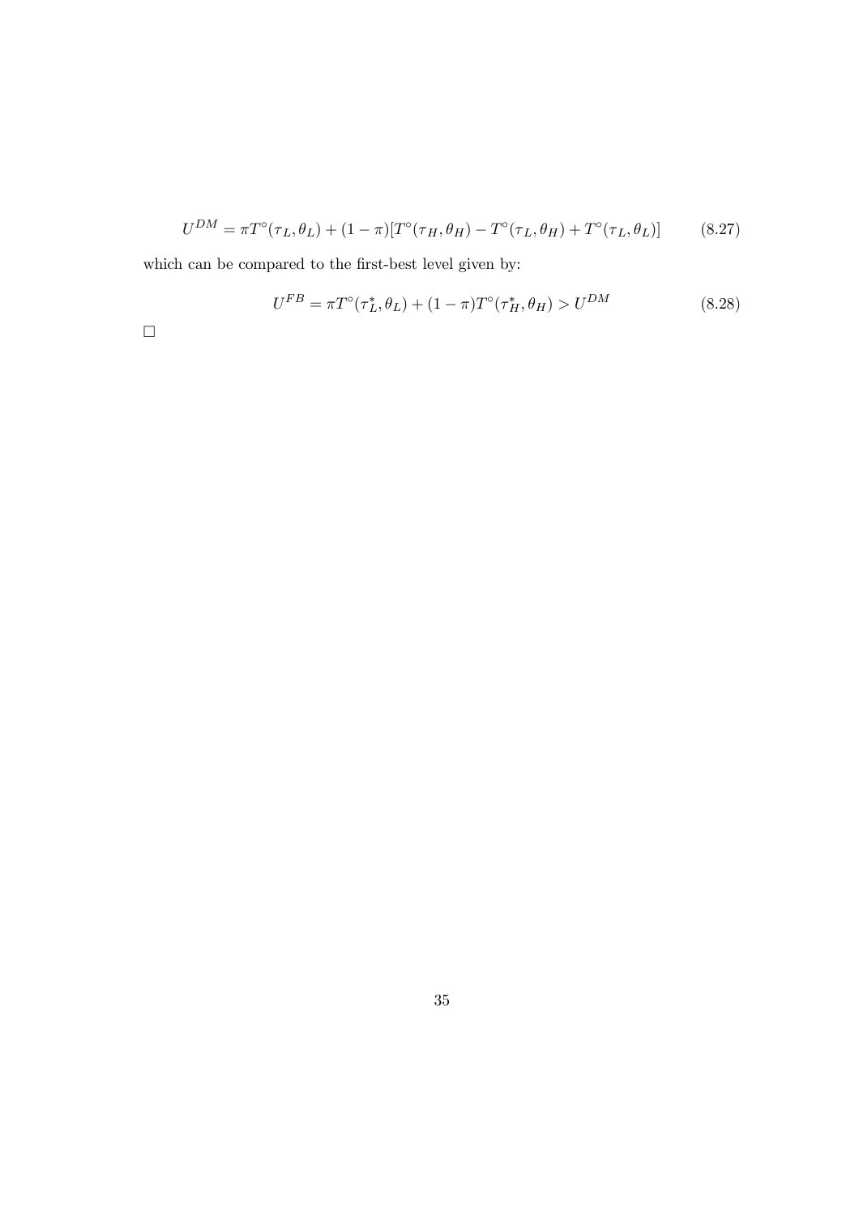$$U^{DM} = \pi T^{\circ}(\tau_L, \theta_L) + (1-\pi)[T^{\circ}(\tau_H, \theta_H) - T^{\circ}(\tau_L, \theta_H) + T^{\circ}(\tau_L, \theta_L)] \tag{8.27}$$

which can be compared to the first-best level given by:

$$U^{FB} = \pi T^{\circ}(\tau_L^*, \theta_L) + (1-\pi) T^{\circ}(\tau_H^*, \theta_H) > U^{DM} \tag{8.28}$$

□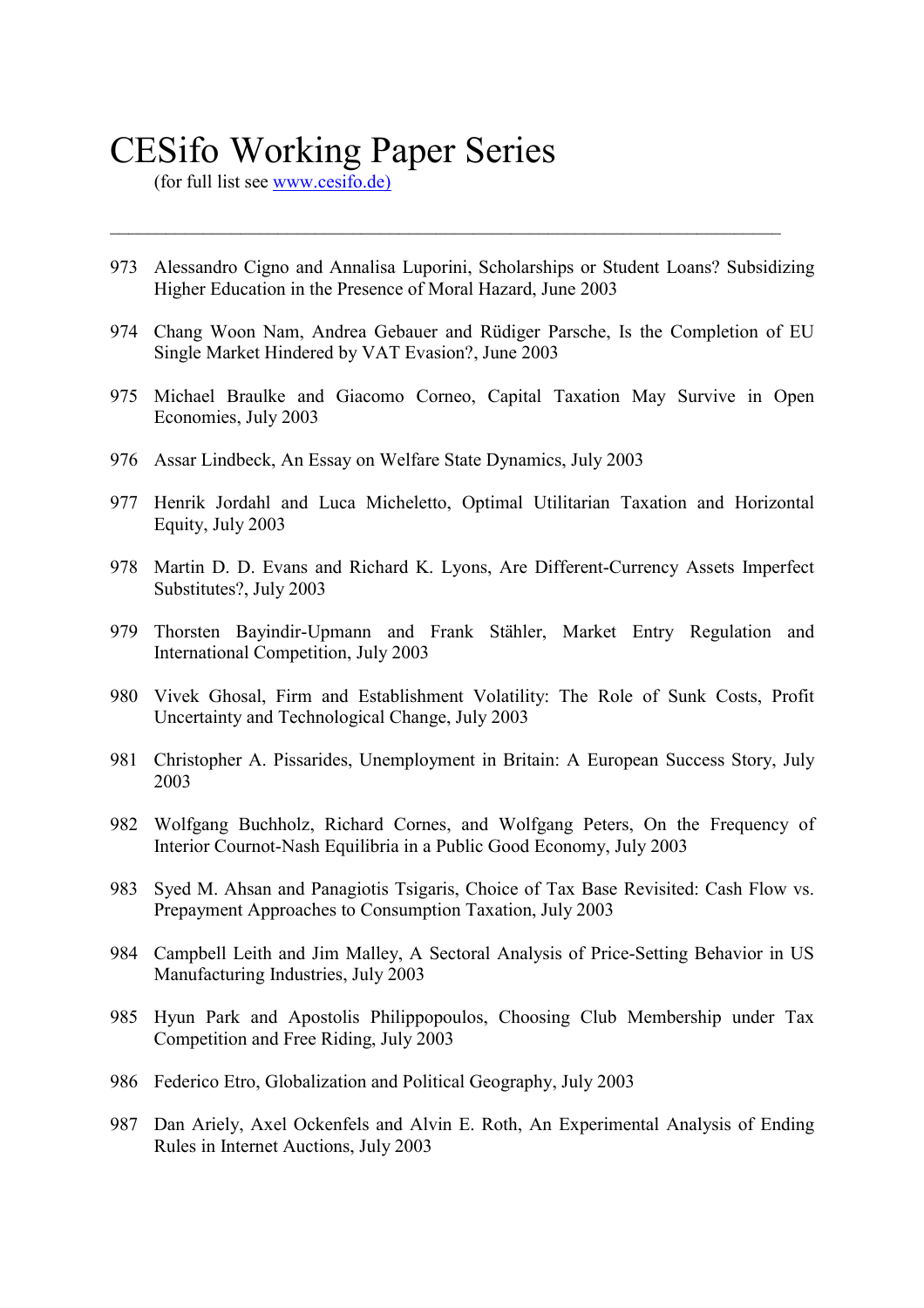# CESifo Working Paper Series

(for full list see [www.cesifo.de)](http://www.cesifo.de)

---

973 Alessandro Cigno and Annalisa Luporini, Scholarships or Student Loans? Subsidizing Higher Education in the Presence of Moral Hazard, June 2003

974 Chang Woon Nam, Andrea Gebauer and Rüdiger Parsche, Is the Completion of EU Single Market Hindered by VAT Evasion?, June 2003

975 Michael Braulke and Giacomo Corneo, Capital Taxation May Survive in Open Economies, July 2003

976 Assar Lindbeck, An Essay on Welfare State Dynamics, July 2003

977 Henrik Jordahl and Luca Micheletto, Optimal Utilitarian Taxation and Horizontal Equity, July 2003

978 Martin D. D. Evans and Richard K. Lyons, Are Different-Currency Assets Imperfect Substitutes?, July 2003

979 Thorsten Bayindir-Upmann and Frank Stähler, Market Entry Regulation and International Competition, July 2003

980 Vivek Ghosal, Firm and Establishment Volatility: The Role of Sunk Costs, Profit Uncertainty and Technological Change, July 2003

981 Christopher A. Pissarides, Unemployment in Britain: A European Success Story, July 2003

982 Wolfgang Buchholz, Richard Cornes, and Wolfgang Peters, On the Frequency of Interior Cournot-Nash Equilibria in a Public Good Economy, July 2003

983 Syed M. Ahsan and Panagiotis Tsigaris, Choice of Tax Base Revisited: Cash Flow vs. Prepayment Approaches to Consumption Taxation, July 2003

984 Campbell Leith and Jim Malley, A Sectoral Analysis of Price-Setting Behavior in US Manufacturing Industries, July 2003

985 Hyun Park and Apostolis Philippopoulos, Choosing Club Membership under Tax Competition and Free Riding, July 2003

986 Federico Etro, Globalization and Political Geography, July 2003

987 Dan Ariely, Axel Ockenfels and Alvin E. Roth, An Experimental Analysis of Ending Rules in Internet Auctions, July 2003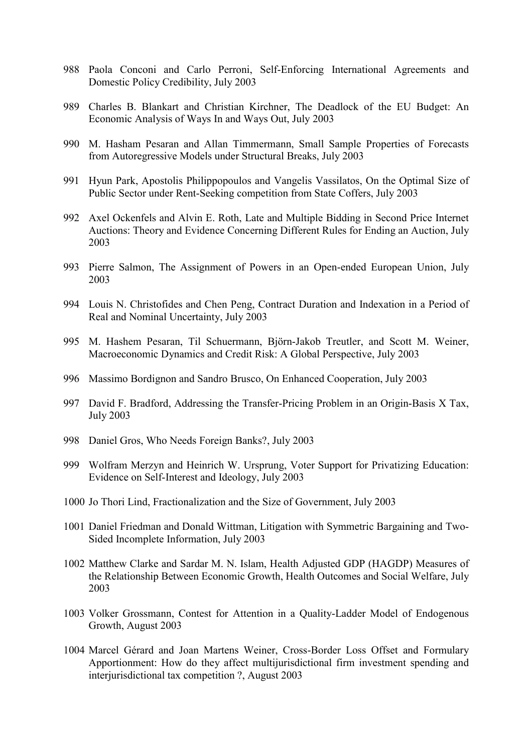988 Paola Conconi and Carlo Perroni, Self-Enforcing International Agreements and Domestic Policy Credibility, July 2003

989 Charles B. Blankart and Christian Kirchner, The Deadlock of the EU Budget: An Economic Analysis of Ways In and Ways Out, July 2003

990 M. Hasham Pesaran and Allan Timmermann, Small Sample Properties of Forecasts from Autoregressive Models under Structural Breaks, July 2003

991 Hyun Park, Apostolis Philippopoulos and Vangelis Vassilatos, On the Optimal Size of Public Sector under Rent-Seeking competition from State Coffers, July 2003

992 Axel Ockenfels and Alvin E. Roth, Late and Multiple Bidding in Second Price Internet Auctions: Theory and Evidence Concerning Different Rules for Ending an Auction, July 2003

993 Pierre Salmon, The Assignment of Powers in an Open-ended European Union, July 2003

994 Louis N. Christofides and Chen Peng, Contract Duration and Indexation in a Period of Real and Nominal Uncertainty, July 2003

995 M. Hashem Pesaran, Til Schuermann, Björn-Jakob Treutler, and Scott M. Weiner, Macroeconomic Dynamics and Credit Risk: A Global Perspective, July 2003

996 Massimo Bordignon and Sandro Brusco, On Enhanced Cooperation, July 2003

997 David F. Bradford, Addressing the Transfer-Pricing Problem in an Origin-Basis X Tax, July 2003

998 Daniel Gros, Who Needs Foreign Banks?, July 2003

999 Wolfram Merzyn and Heinrich W. Ursprung, Voter Support for Privatizing Education: Evidence on Self-Interest and Ideology, July 2003

1000 Jo Thori Lind, Fractionalization and the Size of Government, July 2003

1001 Daniel Friedman and Donald Wittman, Litigation with Symmetric Bargaining and Two-Sided Incomplete Information, July 2003

1002 Matthew Clarke and Sardar M. N. Islam, Health Adjusted GDP (HAGDP) Measures of the Relationship Between Economic Growth, Health Outcomes and Social Welfare, July 2003

1003 Volker Grossmann, Contest for Attention in a Quality-Ladder Model of Endogenous Growth, August 2003

1004 Marcel Gérard and Joan Martens Weiner, Cross-Border Loss Offset and Formulary Apportionment: How do they affect multijurisdictional firm investment spending and interjurisdictional tax competition ?, August 2003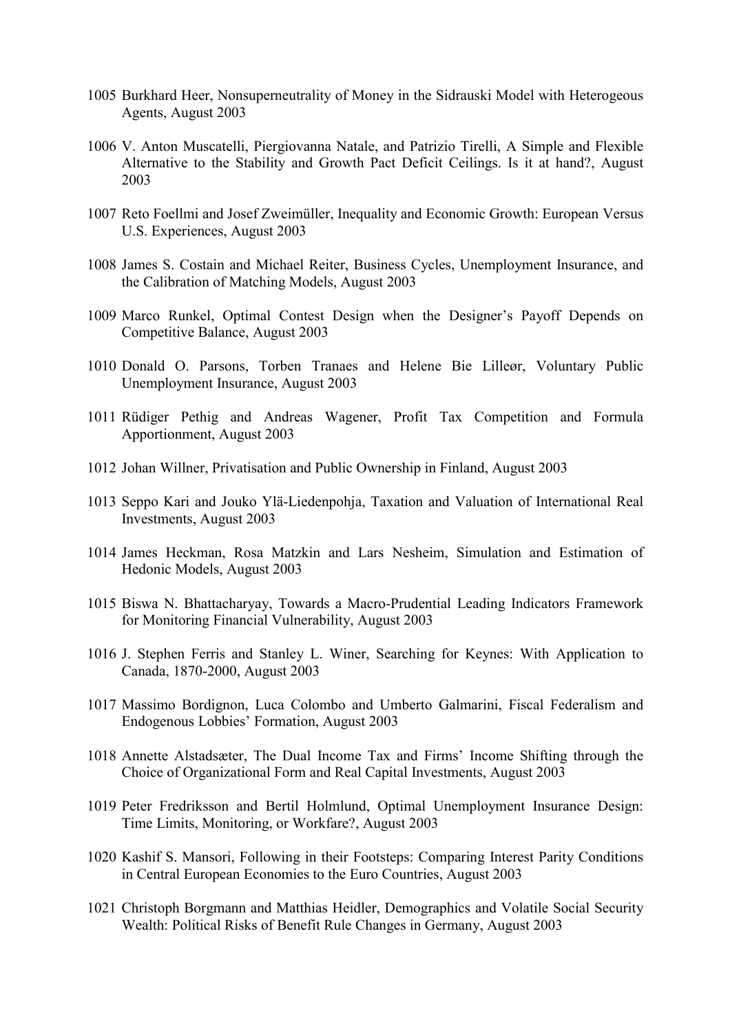1005 Burkhard Heer, Nonsuperneutrality of Money in the Sidrauski Model with Heterogeous Agents, August 2003

1006 V. Anton Muscatelli, Piergiovanna Natale, and Patrizio Tirelli, A Simple and Flexible Alternative to the Stability and Growth Pact Deficit Ceilings. Is it at hand?, August 2003

1007 Reto Foellmi and Josef Zweimüller, Inequality and Economic Growth: European Versus U.S. Experiences, August 2003

1008 James S. Costain and Michael Reiter, Business Cycles, Unemployment Insurance, and the Calibration of Matching Models, August 2003

1009 Marco Runkel, Optimal Contest Design when the Designer's Payoff Depends on Competitive Balance, August 2003

1010 Donald O. Parsons, Torben Tranaes and Helene Bie Lilleør, Voluntary Public Unemployment Insurance, August 2003

1011 Rüdiger Pethig and Andreas Wagener, Profit Tax Competition and Formula Apportionment, August 2003

1012 Johan Willner, Privatisation and Public Ownership in Finland, August 2003

1013 Seppo Kari and Jouko Ylä-Liedenpohja, Taxation and Valuation of International Real Investments, August 2003

1014 James Heckman, Rosa Matzkin and Lars Nesheim, Simulation and Estimation of Hedonic Models, August 2003

1015 Biswa N. Bhattacharyay, Towards a Macro-Prudential Leading Indicators Framework for Monitoring Financial Vulnerability, August 2003

1016 J. Stephen Ferris and Stanley L. Winer, Searching for Keynes: With Application to Canada, 1870-2000, August 2003

1017 Massimo Bordignon, Luca Colombo and Umberto Galmarini, Fiscal Federalism and Endogenous Lobbies' Formation, August 2003

1018 Annette Alstadsæter, The Dual Income Tax and Firms' Income Shifting through the Choice of Organizational Form and Real Capital Investments, August 2003

1019 Peter Fredriksson and Bertil Holmlund, Optimal Unemployment Insurance Design: Time Limits, Monitoring, or Workfare?, August 2003

1020 Kashif S. Mansori, Following in their Footsteps: Comparing Interest Parity Conditions in Central European Economies to the Euro Countries, August 2003

1021 Christoph Borgmann and Matthias Heidler, Demographics and Volatile Social Security Wealth: Political Risks of Benefit Rule Changes in Germany, August 2003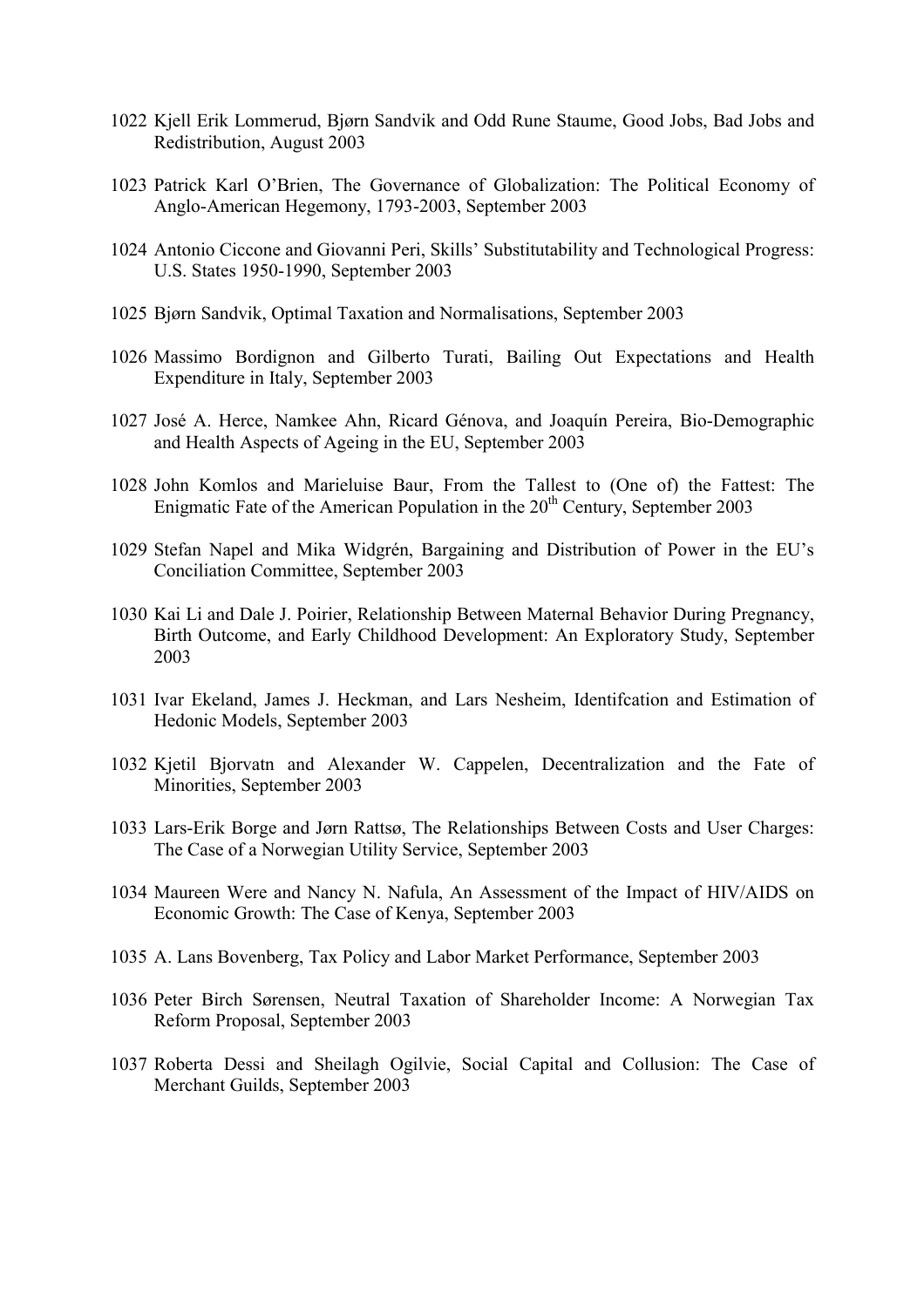1022 Kjell Erik Lommerud, Bjørn Sandvik and Odd Rune Staume, Good Jobs, Bad Jobs and Redistribution, August 2003

1023 Patrick Karl O'Brien, The Governance of Globalization: The Political Economy of Anglo-American Hegemony, 1793-2003, September 2003

1024 Antonio Ciccone and Giovanni Peri, Skills' Substitutability and Technological Progress: U.S. States 1950-1990, September 2003

1025 Bjørn Sandvik, Optimal Taxation and Normalisations, September 2003

1026 Massimo Bordignon and Gilberto Turati, Bailing Out Expectations and Health Expenditure in Italy, September 2003

1027 José A. Herce, Namkee Ahn, Ricard Génova, and Joaquín Pereira, Bio-Demographic and Health Aspects of Ageing in the EU, September 2003

1028 John Komlos and Marieluise Baur, From the Tallest to (One of) the Fattest: The Enigmatic Fate of the American Population in the 20th Century, September 2003

1029 Stefan Napel and Mika Widgrén, Bargaining and Distribution of Power in the EU's Conciliation Committee, September 2003

1030 Kai Li and Dale J. Poirier, Relationship Between Maternal Behavior During Pregnancy, Birth Outcome, and Early Childhood Development: An Exploratory Study, September 2003

1031 Ivar Ekeland, James J. Heckman, and Lars Nesheim, Identifcation and Estimation of Hedonic Models, September 2003

1032 Kjetil Bjorvatn and Alexander W. Cappelen, Decentralization and the Fate of Minorities, September 2003

1033 Lars-Erik Borge and Jørn Rattsø, The Relationships Between Costs and User Charges: The Case of a Norwegian Utility Service, September 2003

1034 Maureen Were and Nancy N. Nafula, An Assessment of the Impact of HIV/AIDS on Economic Growth: The Case of Kenya, September 2003

1035 A. Lans Bovenberg, Tax Policy and Labor Market Performance, September 2003

1036 Peter Birch Sørensen, Neutral Taxation of Shareholder Income: A Norwegian Tax Reform Proposal, September 2003

1037 Roberta Dessi and Sheilagh Ogilvie, Social Capital and Collusion: The Case of Merchant Guilds, September 2003